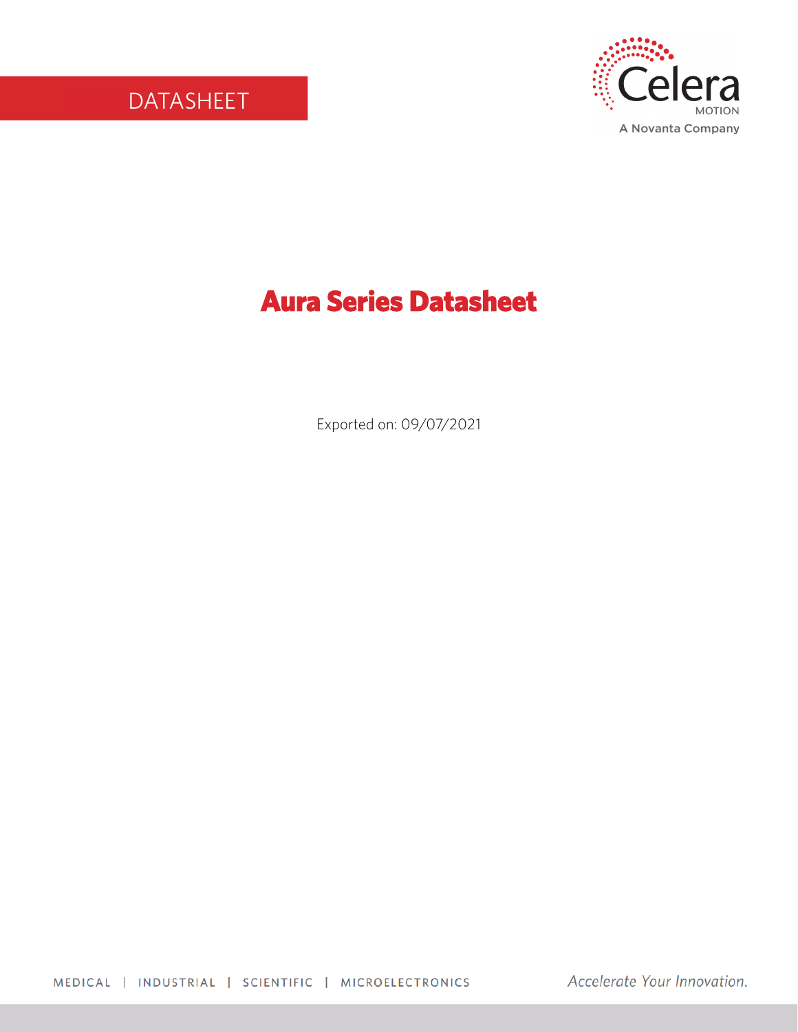DATASHEET

Celera MOTION

A Novanta Company

# Aura Series Datasheet

Exported on: 09/07/2021

MEDICAL | INDUSTRIAL | SCIENTIFIC | MICROELECTRONICS

*Accelerate Your Innovation.*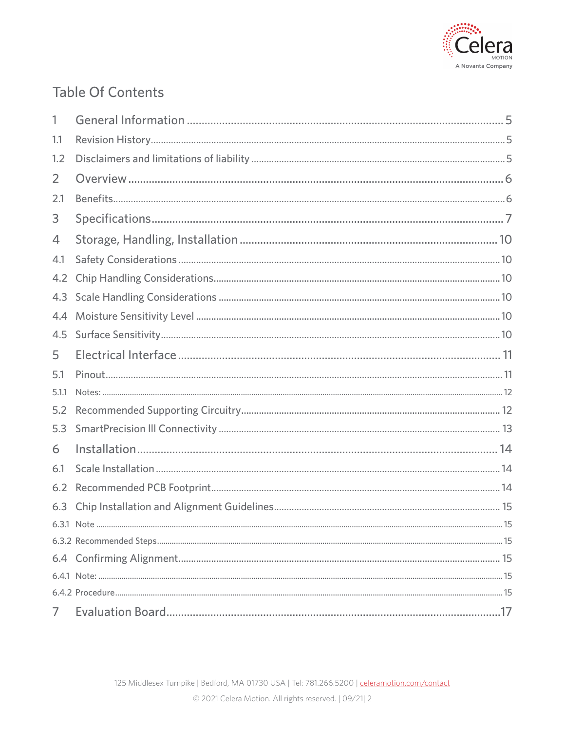## Table Of Contents

1 General Information ........ 5
1.1 Revision History ........ 5
1.2 Disclaimers and limitations of liability ........ 5
2 Overview ........ 6
2.1 Benefits ........ 6
3 Specifications ........ 7
4 Storage, Handling, Installation ........ 10
4.1 Safety Considerations ........ 10
4.2 Chip Handling Considerations ........ 10
4.3 Scale Handling Considerations ........ 10
4.4 Moisture Sensitivity Level ........ 10
4.5 Surface Sensitivity ........ 10
5 Electrical Interface ........ 11
5.1 Pinout ........ 11
5.1.1 Notes: ........ 12
5.2 Recommended Supporting Circuitry ........ 12
5.3 SmartPrecision III Connectivity ........ 13
6 Installation ........ 14
6.1 Scale Installation ........ 14
6.2 Recommended PCB Footprint ........ 14
6.3 Chip Installation and Alignment Guidelines ........ 15
6.3.1 Note ........ 15
6.3.2 Recommended Steps ........ 15
6.4 Confirming Alignment ........ 15
6.4.1 Note: ........ 15
6.4.2 Procedure ........ 15
7 Evaluation Board ........ 17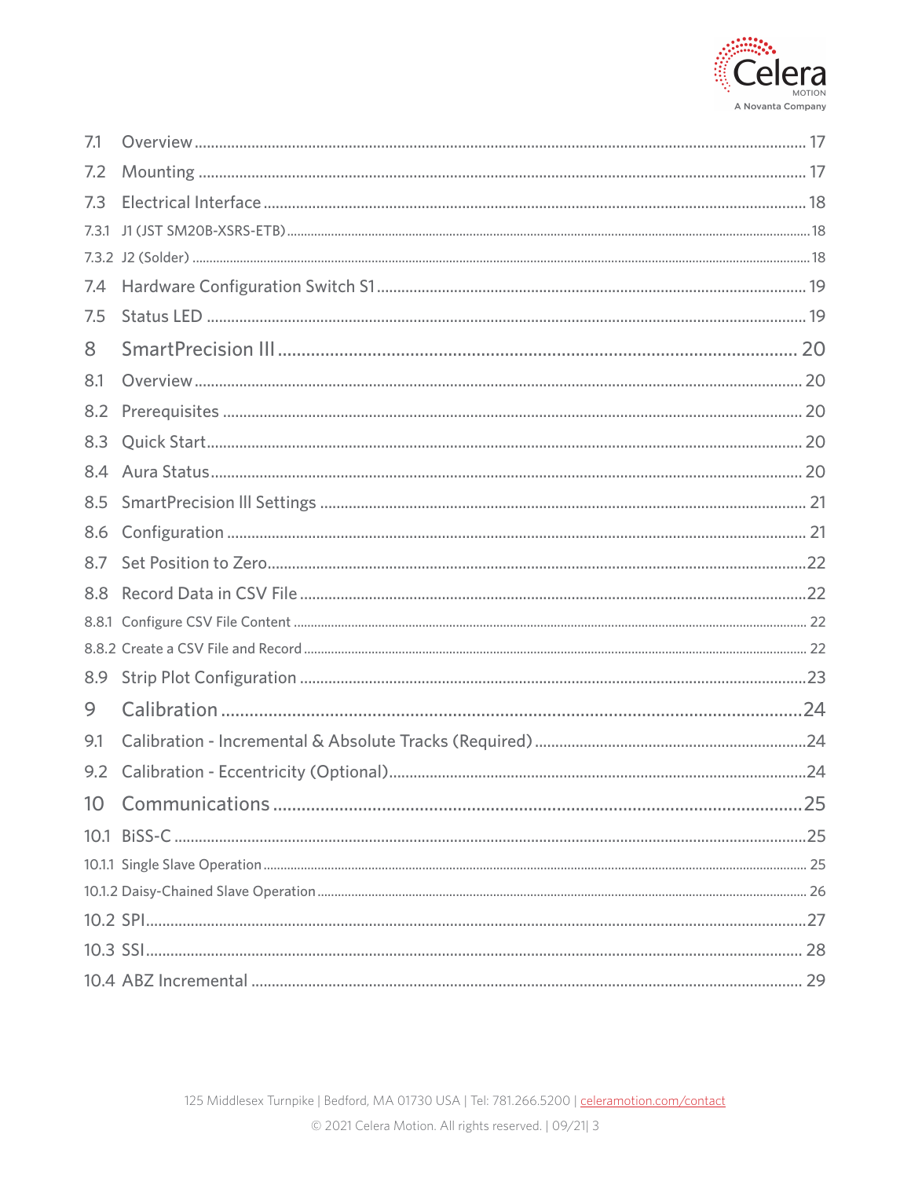7.1 Overview ........................................................................................................................ 17

7.2 Mounting ........................................................................................................................ 17

7.3 Electrical Interface ........................................................................................................ 18

7.3.1 J1 (JST SM20B-XSRS-ETB) ........................................................................................ 18

7.3.2 J2 (Solder) .................................................................................................................. 18

7.4 Hardware Configuration Switch S1 .................................................................................. 19

7.5 Status LED ...................................................................................................................... 19

8 SmartPrecision III ............................................................................................................. 20

8.1 Overview ........................................................................................................................ 20

8.2 Prerequisites .................................................................................................................. 20

8.3 Quick Start ...................................................................................................................... 20

8.4 Aura Status ..................................................................................................................... 20

8.5 SmartPrecision III Settings .............................................................................................. 21

8.6 Configuration ................................................................................................................. 21

8.7 Set Position to Zero ......................................................................................................... 22

8.8 Record Data in CSV File .................................................................................................. 22

8.8.1 Configure CSV File Content ......................................................................................... 22

8.8.2 Create a CSV File and Record ...................................................................................... 22

8.9 Strip Plot Configuration ................................................................................................... 23

9 Calibration .......................................................................................................................... 24

9.1 Calibration - Incremental & Absolute Tracks (Required) .................................................... 24

9.2 Calibration - Eccentricity (Optional) ................................................................................. 24

10 Communications .............................................................................................................. 25

10.1 BiSS-C ........................................................................................................................... 25

10.1.1 Single Slave Operation .............................................................................................. 25

10.1.2 Daisy-Chained Slave Operation ................................................................................. 26

10.2 SPI ................................................................................................................................. 27

10.3 SSI ................................................................................................................................. 28

10.4 ABZ Incremental ............................................................................................................ 29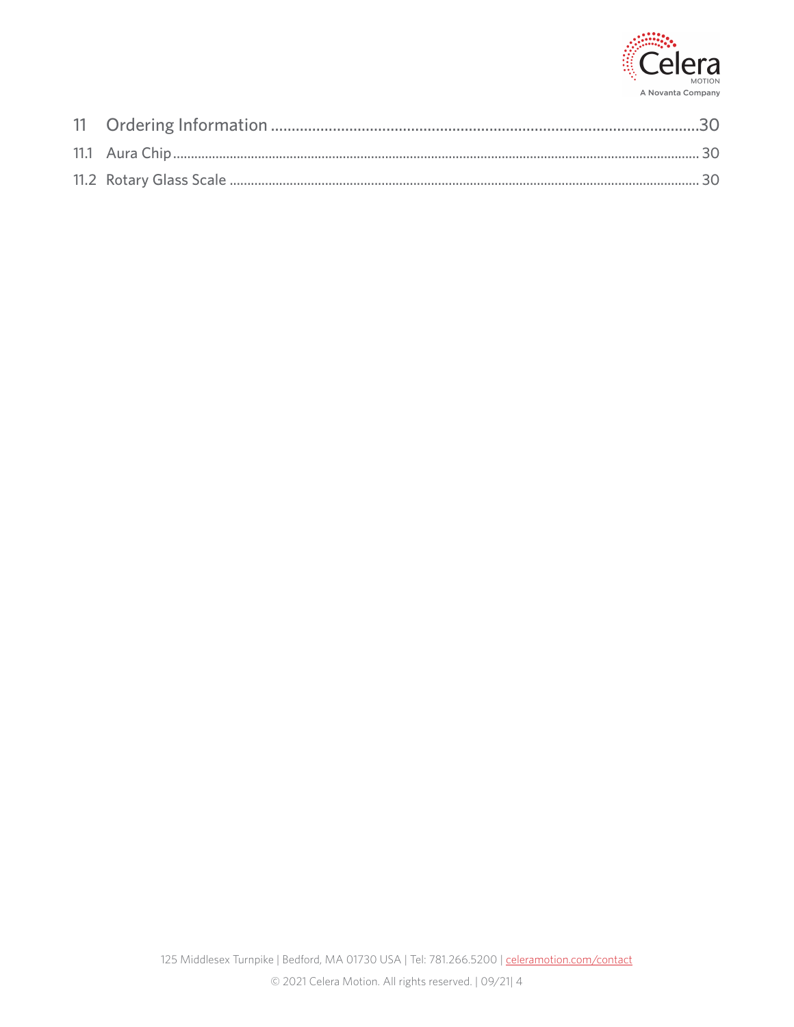11 Ordering Information ........................................................................................................30

11.1 Aura Chip ........................................................................................................................................ 30

11.2 Rotary Glass Scale ........................................................................................................................ 30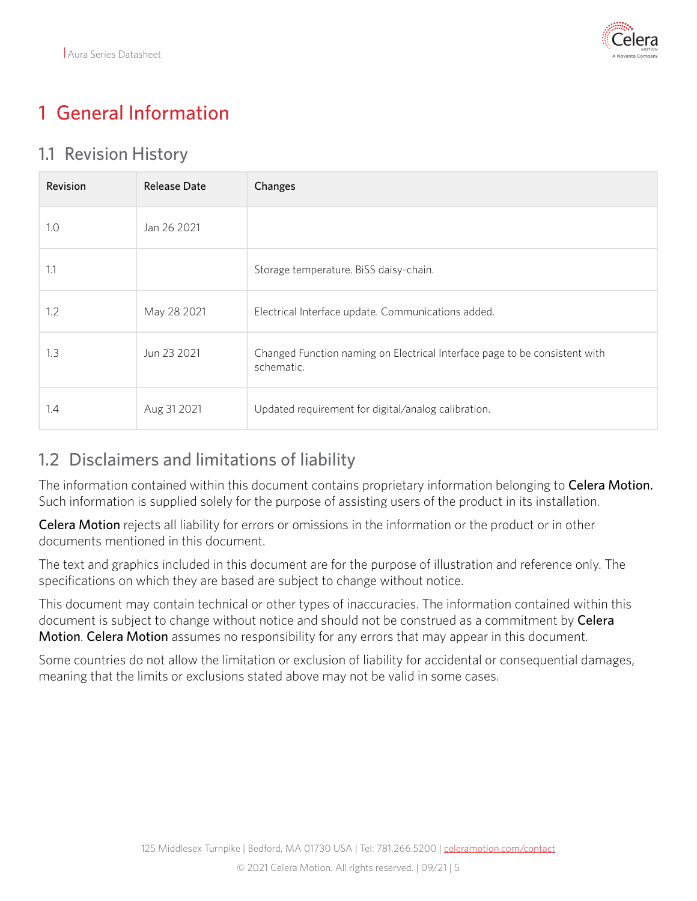# 1 General Information

## 1.1 Revision History

| Revision | Release Date | Changes |
|---|---|---|
| 1.0 | Jan 26 2021 | |
| 1.1 | | Storage temperature. BiSS daisy-chain. |
| 1.2 | May 28 2021 | Electrical Interface update. Communications added. |
| 1.3 | Jun 23 2021 | Changed Function naming on Electrical Interface page to be consistent with schematic. |
| 1.4 | Aug 31 2021 | Updated requirement for digital/analog calibration. |

## 1.2 Disclaimers and limitations of liability

The information contained within this document contains proprietary information belonging to **Celera Motion.** Such information is supplied solely for the purpose of assisting users of the product in its installation.

**Celera Motion** rejects all liability for errors or omissions in the information or the product or in other documents mentioned in this document.

The text and graphics included in this document are for the purpose of illustration and reference only. The specifications on which they are based are subject to change without notice.

This document may contain technical or other types of inaccuracies. The information contained within this document is subject to change without notice and should not be construed as a commitment by **Celera Motion**. **Celera Motion** assumes no responsibility for any errors that may appear in this document.

Some countries do not allow the limitation or exclusion of liability for accidental or consequential damages, meaning that the limits or exclusions stated above may not be valid in some cases.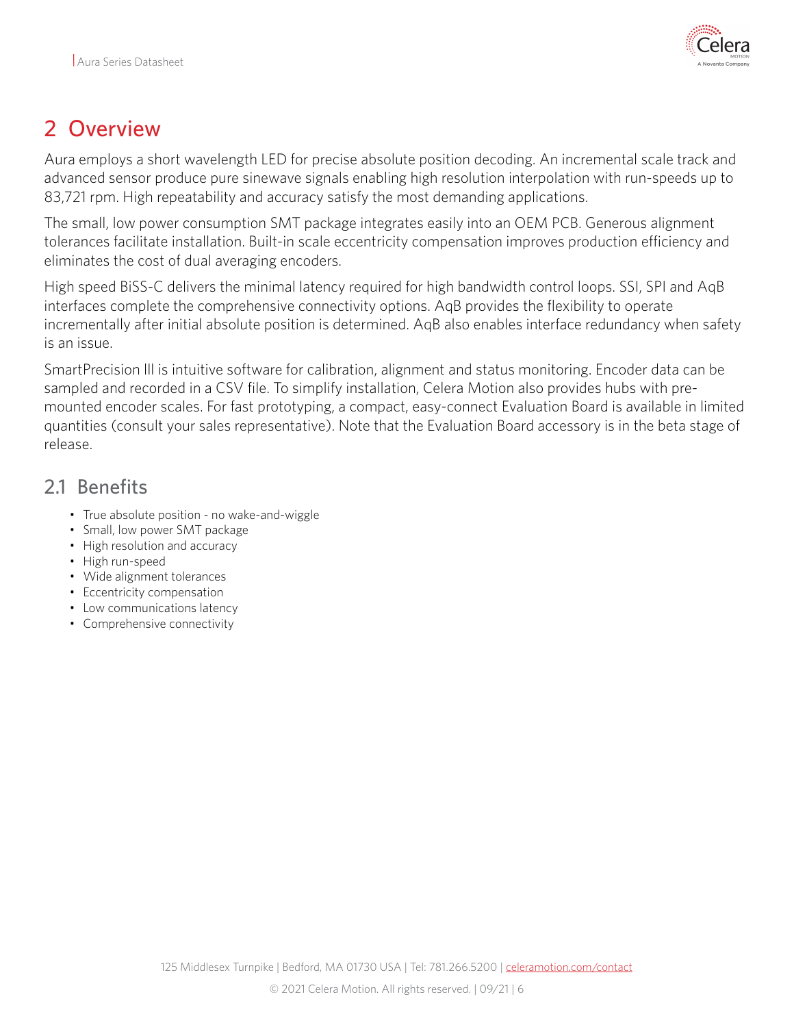# 2 Overview

Aura employs a short wavelength LED for precise absolute position decoding. An incremental scale track and advanced sensor produce pure sinewave signals enabling high resolution interpolation with run-speeds up to 83,721 rpm. High repeatability and accuracy satisfy the most demanding applications.

The small, low power consumption SMT package integrates easily into an OEM PCB. Generous alignment tolerances facilitate installation. Built-in scale eccentricity compensation improves production efficiency and eliminates the cost of dual averaging encoders.

High speed BiSS-C delivers the minimal latency required for high bandwidth control loops. SSI, SPI and AqB interfaces complete the comprehensive connectivity options. AqB provides the flexibility to operate incrementally after initial absolute position is determined. AqB also enables interface redundancy when safety is an issue.

SmartPrecision III is intuitive software for calibration, alignment and status monitoring. Encoder data can be sampled and recorded in a CSV file. To simplify installation, Celera Motion also provides hubs with pre-mounted encoder scales. For fast prototyping, a compact, easy-connect Evaluation Board is available in limited quantities (consult your sales representative). Note that the Evaluation Board accessory is in the beta stage of release.

## 2.1 Benefits

- True absolute position - no wake-and-wiggle
- Small, low power SMT package
- High resolution and accuracy
- High run-speed
- Wide alignment tolerances
- Eccentricity compensation
- Low communications latency
- Comprehensive connectivity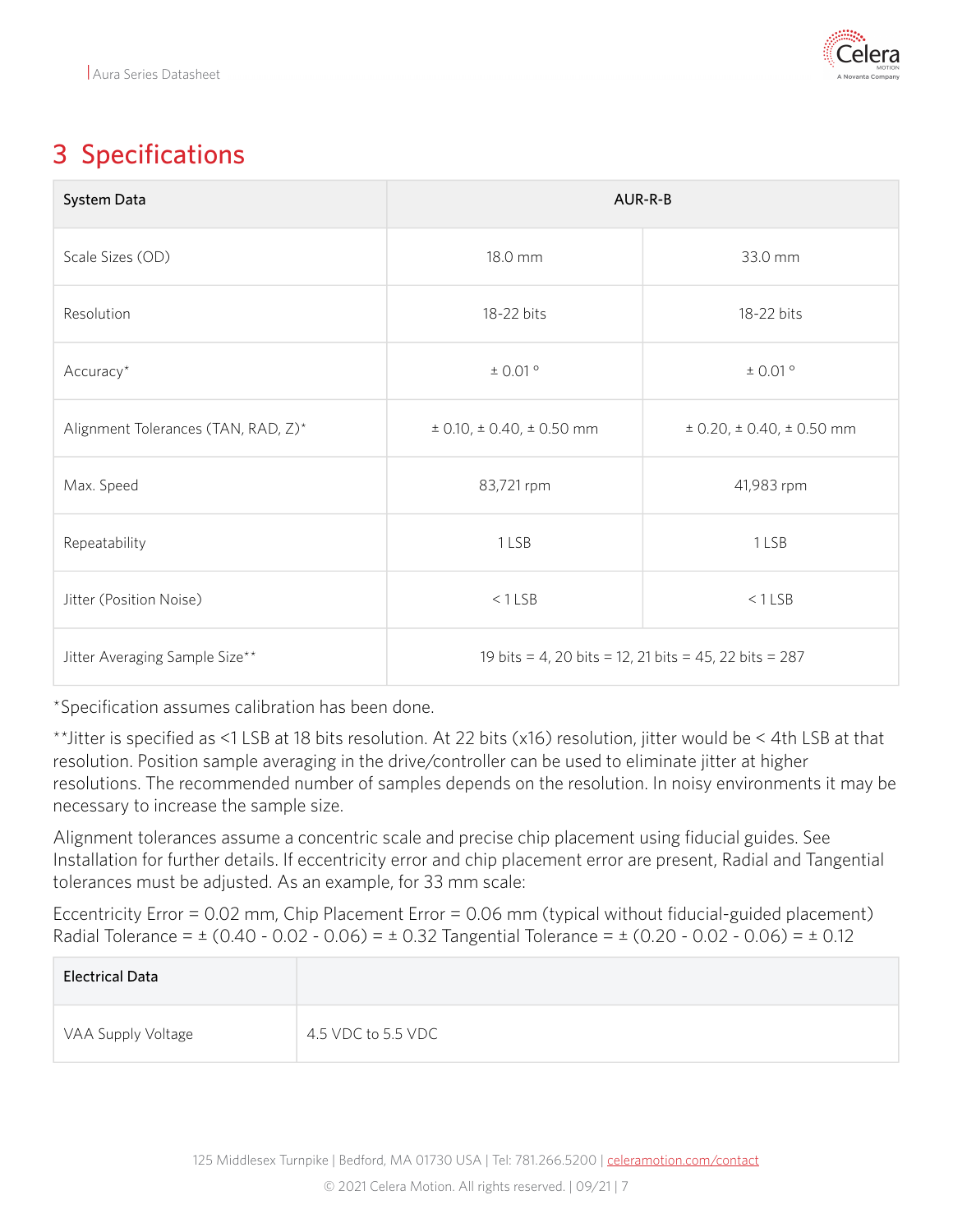# 3 Specifications

| System Data | AUR-R-B | |
|---|---|---|
| Scale Sizes (OD) | 18.0 mm | 33.0 mm |
| Resolution | 18-22 bits | 18-22 bits |
| Accuracy* | ± 0.01 ° | ± 0.01 ° |
| Alignment Tolerances (TAN, RAD, Z)* | ± 0.10, ± 0.40, ± 0.50 mm | ± 0.20, ± 0.40, ± 0.50 mm |
| Max. Speed | 83,721 rpm | 41,983 rpm |
| Repeatability | 1 LSB | 1 LSB |
| Jitter (Position Noise) | < 1 LSB | < 1 LSB |
| Jitter Averaging Sample Size** | 19 bits = 4, 20 bits = 12, 21 bits = 45, 22 bits = 287 | |

*Specification assumes calibration has been done.

**Jitter is specified as <1 LSB at 18 bits resolution. At 22 bits (x16) resolution, jitter would be < 4th LSB at that resolution. Position sample averaging in the drive/controller can be used to eliminate jitter at higher resolutions. The recommended number of samples depends on the resolution. In noisy environments it may be necessary to increase the sample size.

Alignment tolerances assume a concentric scale and precise chip placement using fiducial guides. See Installation for further details. If eccentricity error and chip placement error are present, Radial and Tangential tolerances must be adjusted. As an example, for 33 mm scale:

Eccentricity Error = 0.02 mm, Chip Placement Error = 0.06 mm (typical without fiducial-guided placement) Radial Tolerance = ± (0.40 - 0.02 - 0.06) = ± 0.32 Tangential Tolerance = ± (0.20 - 0.02 - 0.06) = ± 0.12

| Electrical Data | |
|---|---|
| VAA Supply Voltage | 4.5 VDC to 5.5 VDC |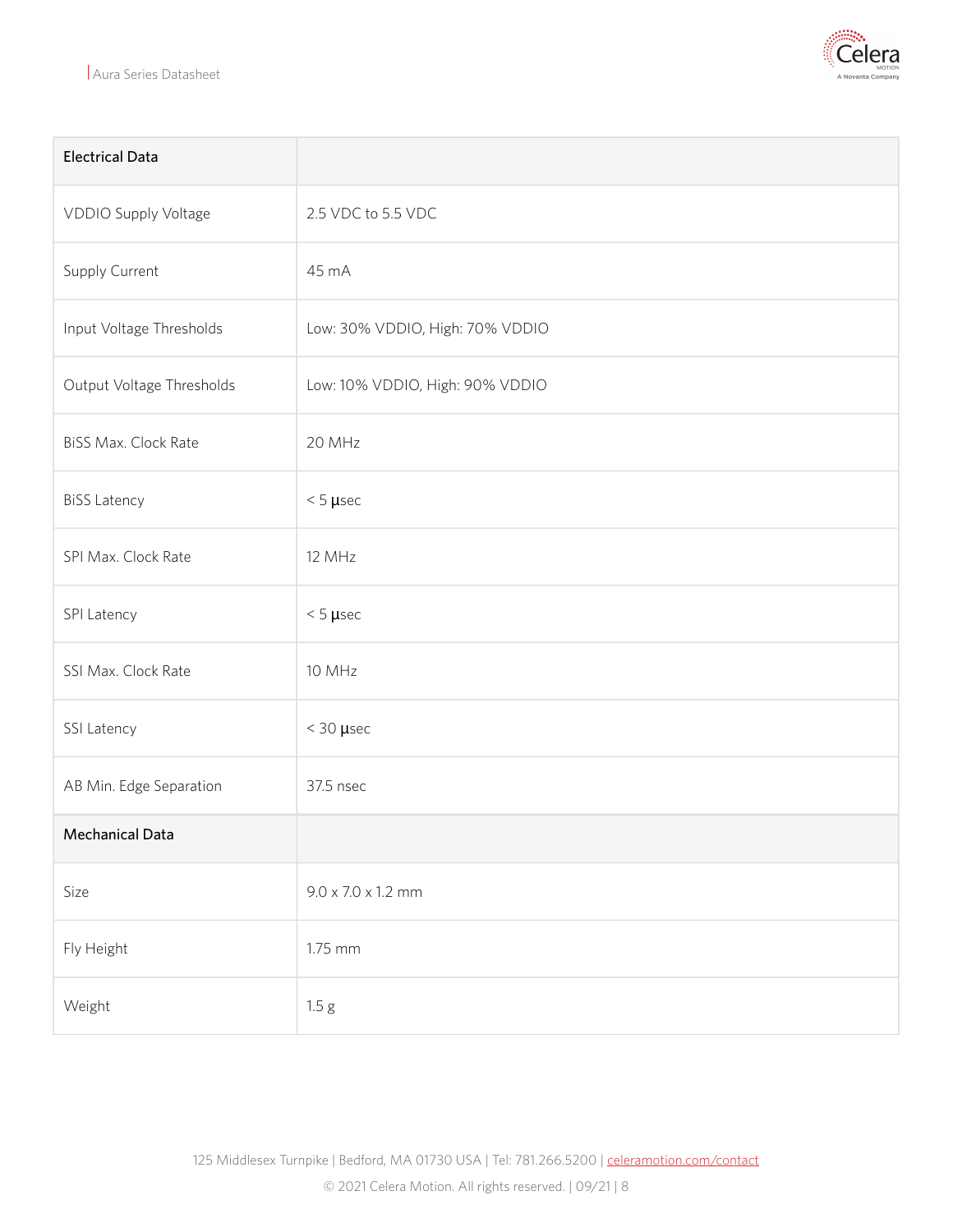| Electrical Data | |
|---|---|
| VDDIO Supply Voltage | 2.5 VDC to 5.5 VDC |
| Supply Current | 45 mA |
| Input Voltage Thresholds | Low: 30% VDDIO, High: 70% VDDIO |
| Output Voltage Thresholds | Low: 10% VDDIO, High: 90% VDDIO |
| BiSS Max. Clock Rate | 20 MHz |
| BiSS Latency | < 5 µsec |
| SPI Max. Clock Rate | 12 MHz |
| SPI Latency | < 5 µsec |
| SSI Max. Clock Rate | 10 MHz |
| SSI Latency | < 30 µsec |
| AB Min. Edge Separation | 37.5 nsec |
| **Mechanical Data** | |
| Size | 9.0 x 7.0 x 1.2 mm |
| Fly Height | 1.75 mm |
| Weight | 1.5 g |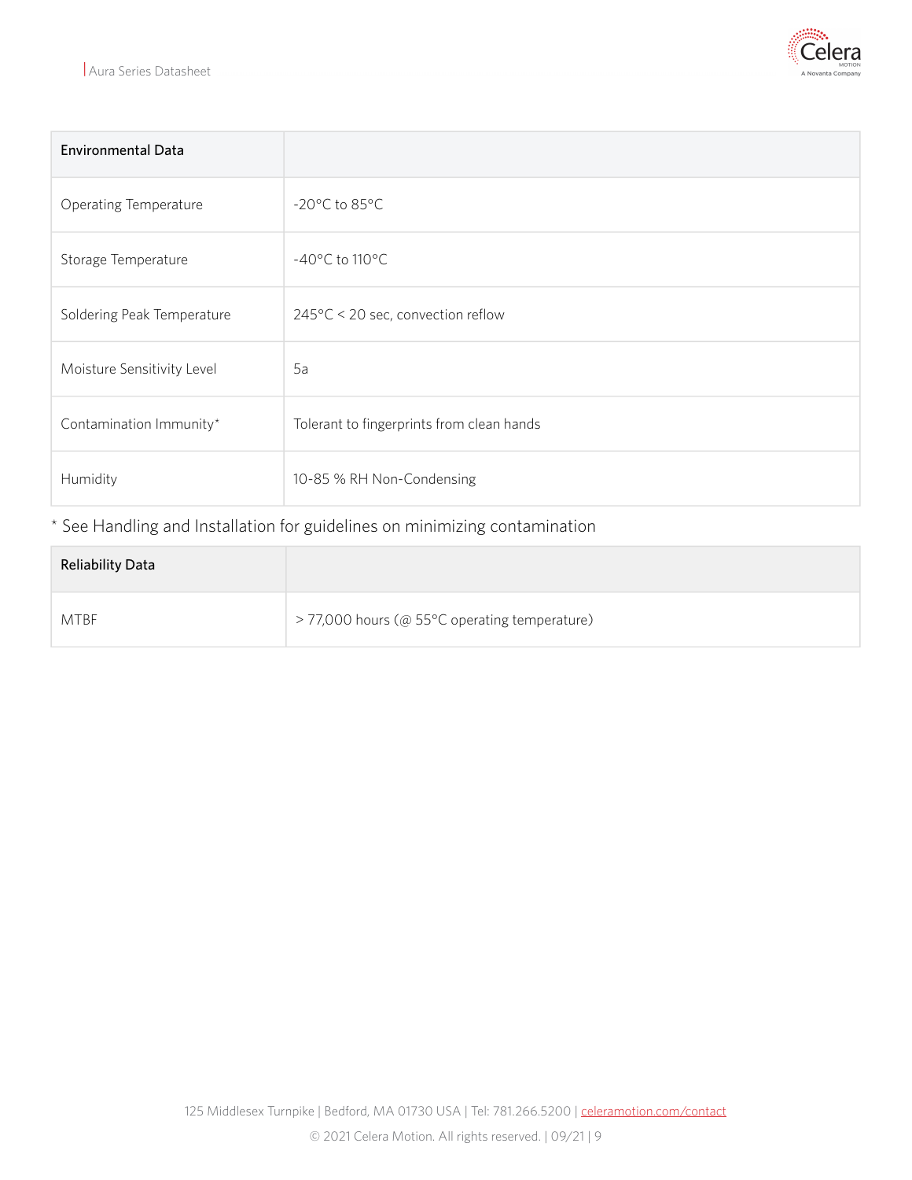| Environmental Data | |
|---|---|
| Operating Temperature | -20°C to 85°C |
| Storage Temperature | -40°C to 110°C |
| Soldering Peak Temperature | 245°C < 20 sec, convection reflow |
| Moisture Sensitivity Level | 5a |
| Contamination Immunity* | Tolerant to fingerprints from clean hands |
| Humidity | 10-85 % RH Non-Condensing |

* See Handling and Installation for guidelines on minimizing contamination

| Reliability Data | |
|---|---|
| MTBF | > 77,000 hours (@ 55°C operating temperature) |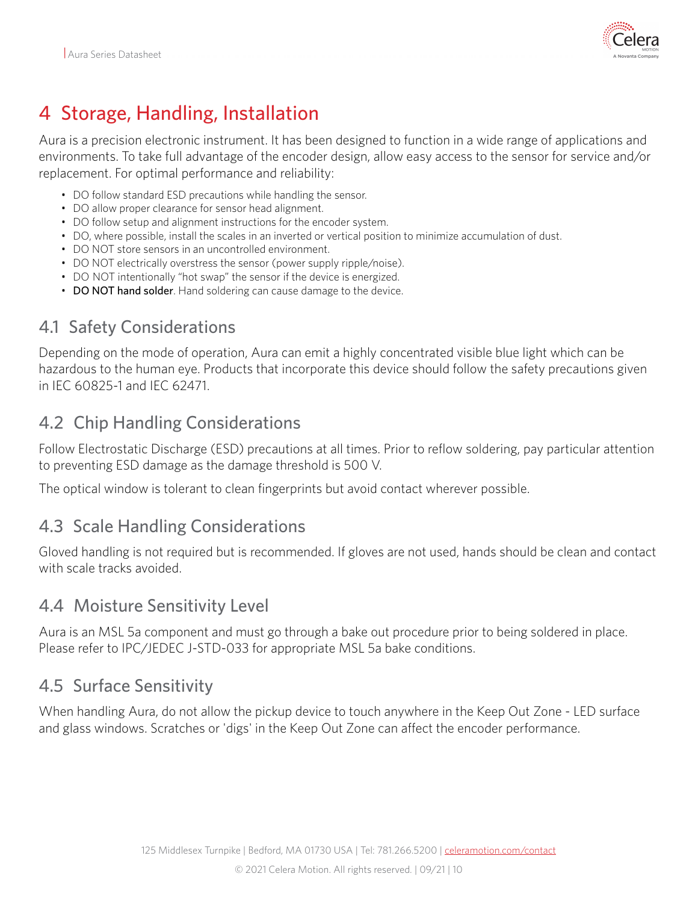# 4 Storage, Handling, Installation

Aura is a precision electronic instrument. It has been designed to function in a wide range of applications and environments. To take full advantage of the encoder design, allow easy access to the sensor for service and/or replacement. For optimal performance and reliability:

- DO follow standard ESD precautions while handling the sensor.
- DO allow proper clearance for sensor head alignment.
- DO follow setup and alignment instructions for the encoder system.
- DO, where possible, install the scales in an inverted or vertical position to minimize accumulation of dust.
- DO NOT store sensors in an uncontrolled environment.
- DO NOT electrically overstress the sensor (power supply ripple/noise).
- DO NOT intentionally "hot swap" the sensor if the device is energized.
- **DO NOT hand solder**. Hand soldering can cause damage to the device.

## 4.1 Safety Considerations

Depending on the mode of operation, Aura can emit a highly concentrated visible blue light which can be hazardous to the human eye. Products that incorporate this device should follow the safety precautions given in IEC 60825-1 and IEC 62471.

## 4.2 Chip Handling Considerations

Follow Electrostatic Discharge (ESD) precautions at all times. Prior to reflow soldering, pay particular attention to preventing ESD damage as the damage threshold is 500 V.

The optical window is tolerant to clean fingerprints but avoid contact wherever possible.

## 4.3 Scale Handling Considerations

Gloved handling is not required but is recommended. If gloves are not used, hands should be clean and contact with scale tracks avoided.

## 4.4 Moisture Sensitivity Level

Aura is an MSL 5a component and must go through a bake out procedure prior to being soldered in place. Please refer to IPC/JEDEC J-STD-033 for appropriate MSL 5a bake conditions.

## 4.5 Surface Sensitivity

When handling Aura, do not allow the pickup device to touch anywhere in the Keep Out Zone - LED surface and glass windows. Scratches or 'digs' in the Keep Out Zone can affect the encoder performance.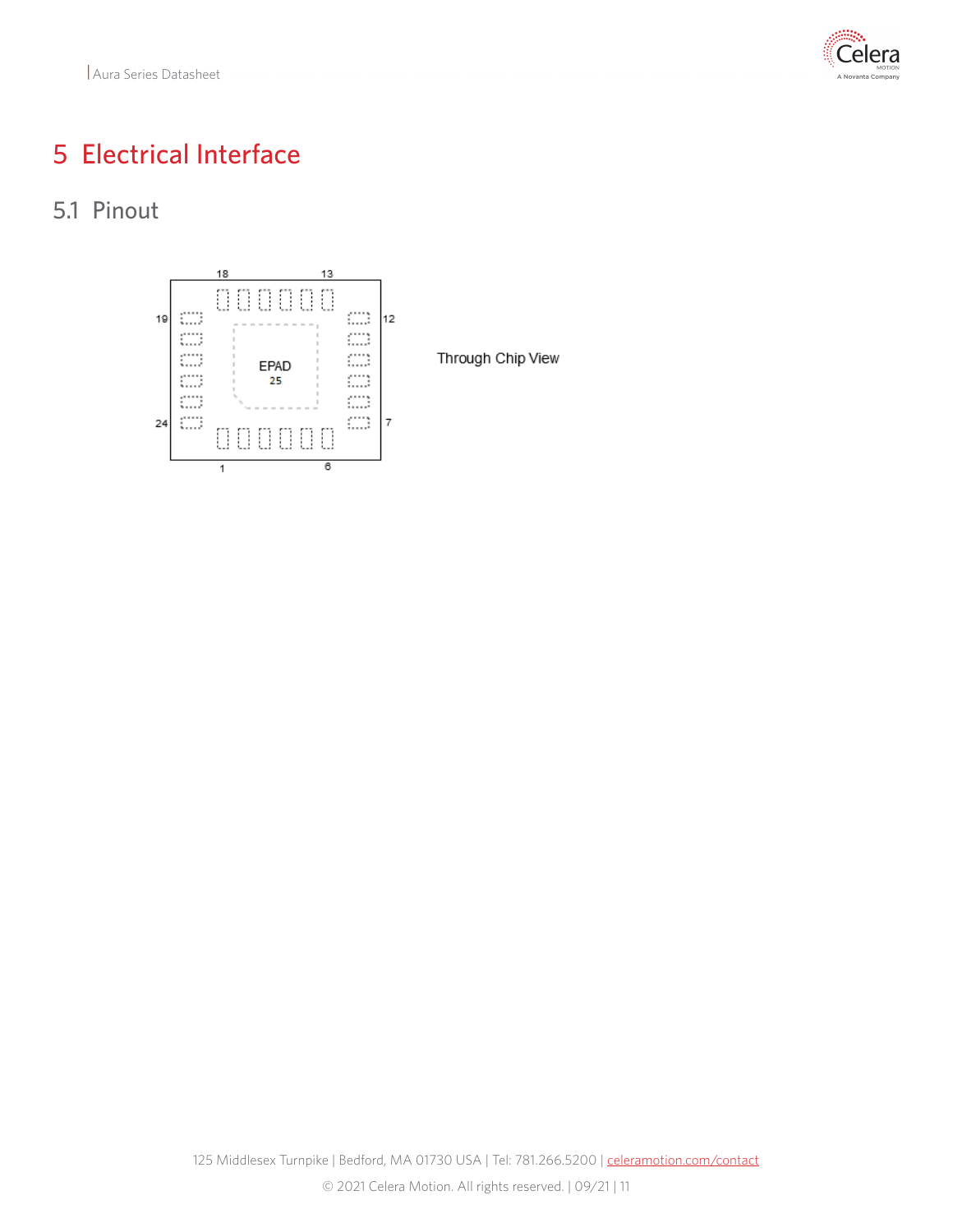# 5 Electrical Interface

## 5.1 Pinout

18 13

19 12

EPAD
25

24 7

1 6

Through Chip View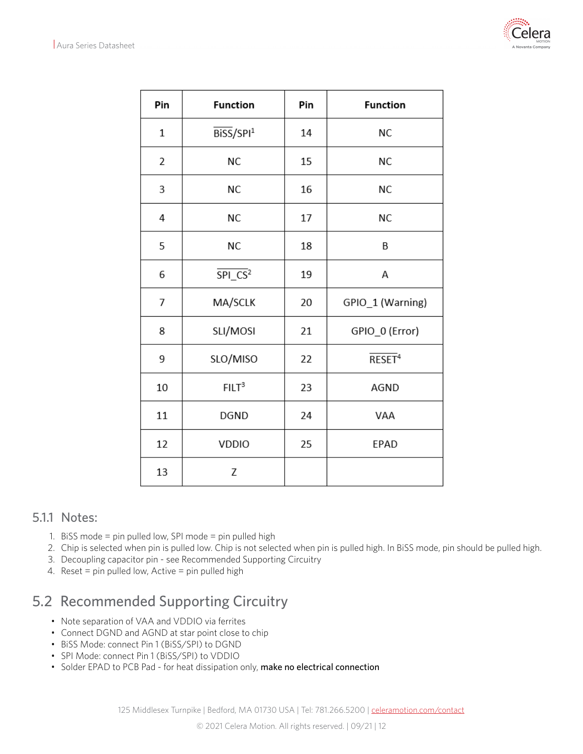| Pin | Function | Pin | Function |
|---|---|---|---|
| 1 | $\overline{\text{BiSS}}$/SPI[1] | 14 | NC |
| 2 | NC | 15 | NC |
| 3 | NC | 16 | NC |
| 4 | NC | 17 | NC |
| 5 | NC | 18 | B |
| 6 | $\overline{\text{SPI\_CS}}$[2] | 19 | A |
| 7 | MA/SCLK | 20 | GPIO_1 (Warning) |
| 8 | SLI/MOSI | 21 | GPIO_0 (Error) |
| 9 | SLO/MISO | 22 | $\overline{\text{RESET}}$[4] |
| 10 | FILT[3] | 23 | AGND |
| 11 | DGND | 24 | VAA |
| 12 | VDDIO | 25 | EPAD |
| 13 | Z | | |

### 5.1.1 Notes:

1. BiSS mode = pin pulled low, SPI mode = pin pulled high
2. Chip is selected when pin is pulled low. Chip is not selected when pin is pulled high. In BiSS mode, pin should be pulled high.
3. Decoupling capacitor pin - see Recommended Supporting Circuitry
4. Reset = pin pulled low, Active = pin pulled high

## 5.2 Recommended Supporting Circuitry

- Note separation of VAA and VDDIO via ferrites
- Connect DGND and AGND at star point close to chip
- BiSS Mode: connect Pin 1 (BiSS/SPI) to DGND
- SPI Mode: connect Pin 1 (BiSS/SPI) to VDDIO
- Solder EPAD to PCB Pad - for heat dissipation only, **make no electrical connection**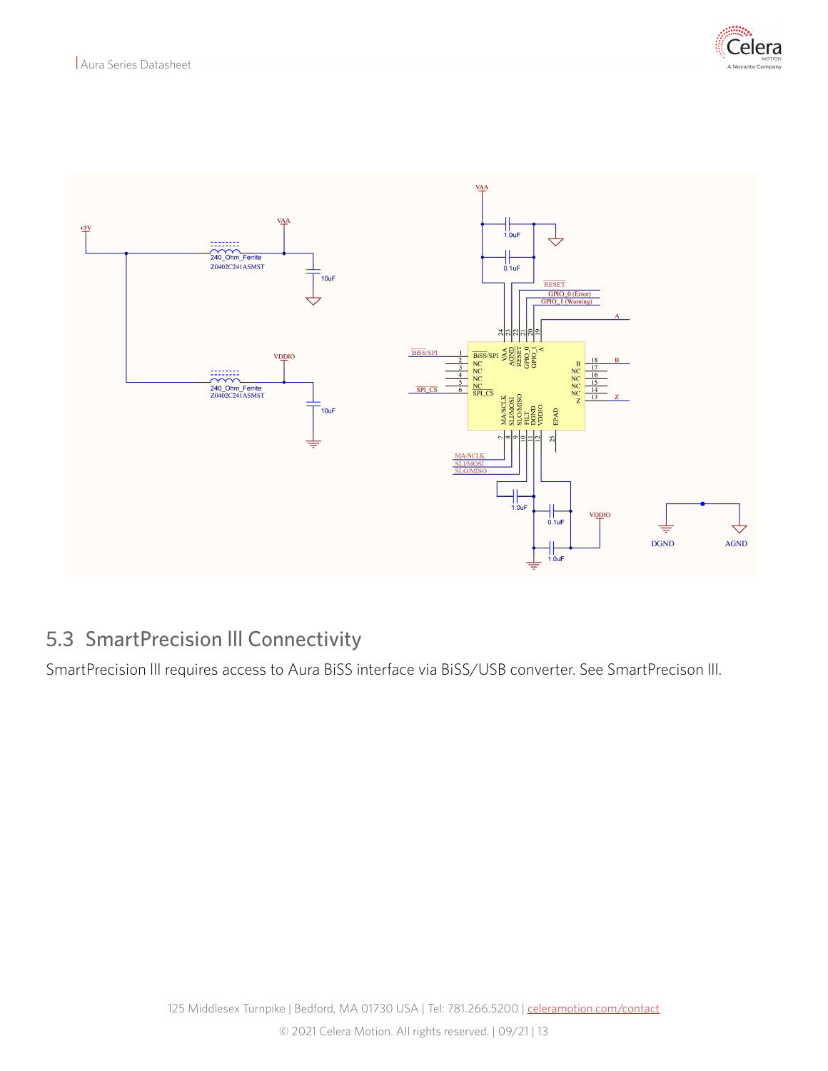## 5.3 SmartPrecision III Connectivity

SmartPrecision III requires access to Aura BiSS interface via BiSS/USB converter. See SmartPrecison III.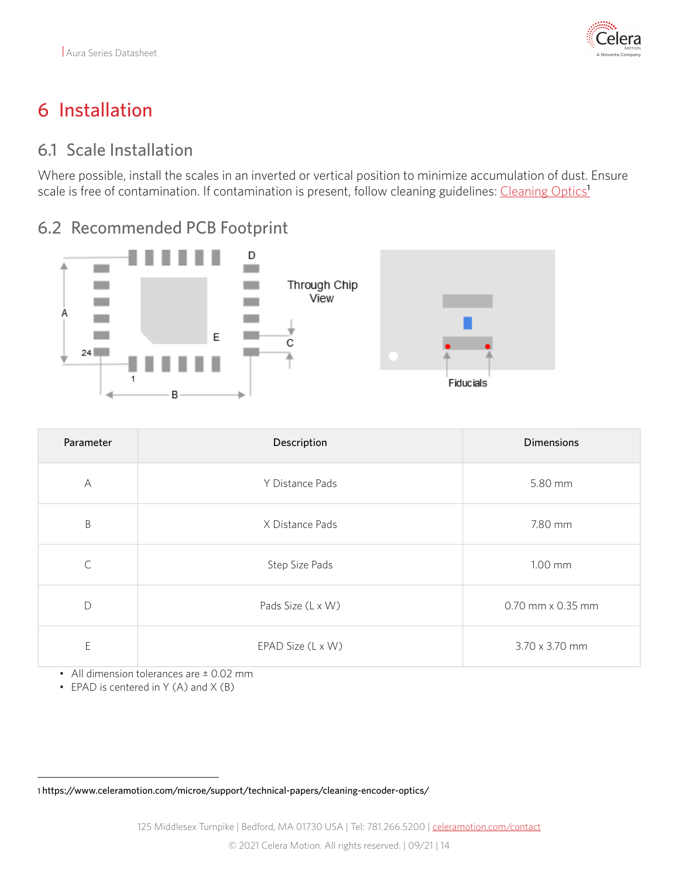# 6 Installation

## 6.1 Scale Installation

Where possible, install the scales in an inverted or vertical position to minimize accumulation of dust. Ensure scale is free of contamination. If contamination is present, follow cleaning guidelines: Cleaning Optics[1]

## 6.2 Recommended PCB Footprint

| Parameter | Description | Dimensions |
|---|---|---|
| A | Y Distance Pads | 5.80 mm |
| B | X Distance Pads | 7.80 mm |
| C | Step Size Pads | 1.00 mm |
| D | Pads Size (L x W) | 0.70 mm x 0.35 mm |
| E | EPAD Size (L x W) | 3.70 x 3.70 mm |

- All dimension tolerances are ± 0.02 mm
- EPAD is centered in Y (A) and X (B)

1 https://www.celeramotion.com/microe/support/technical-papers/cleaning-encoder-optics/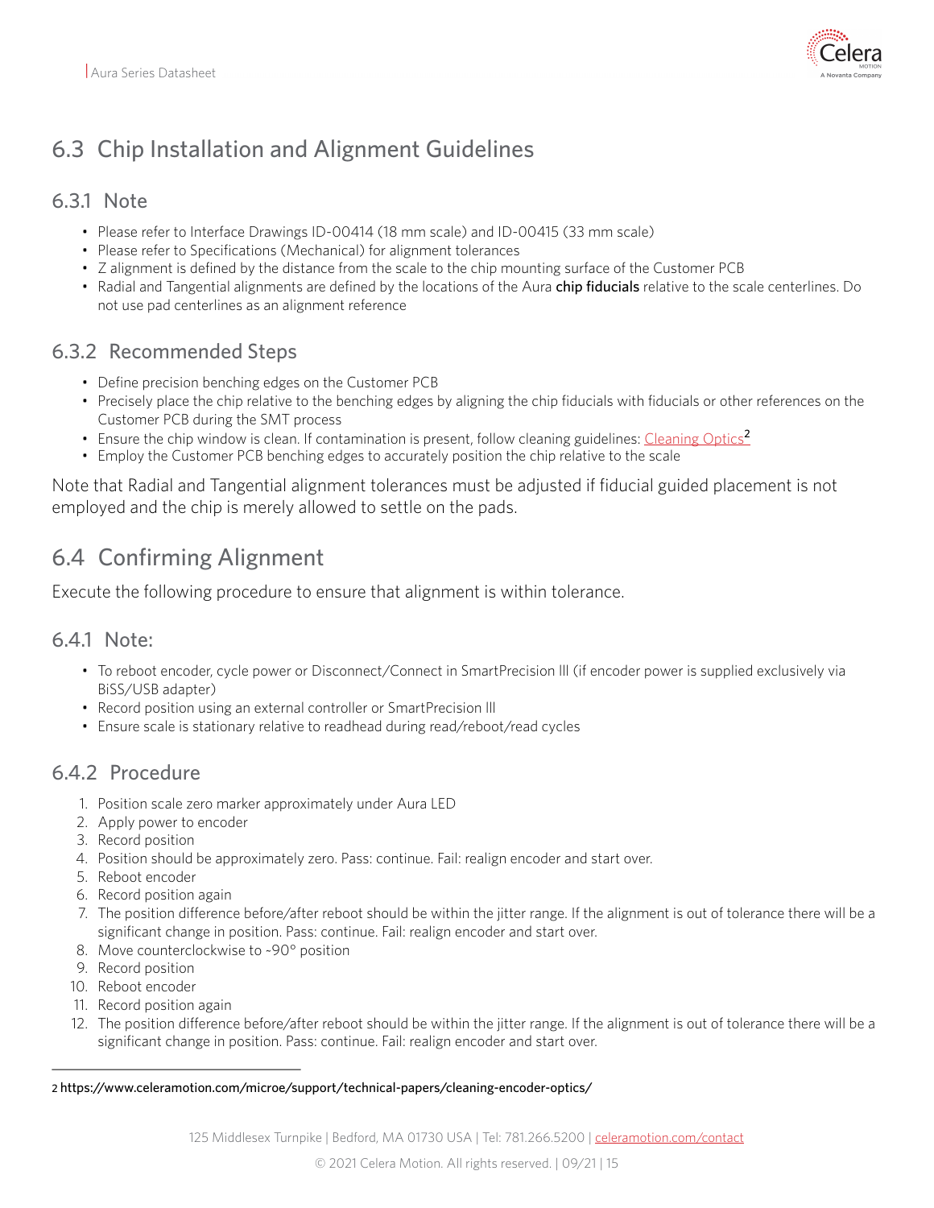## 6.3 Chip Installation and Alignment Guidelines

### 6.3.1 Note

- Please refer to Interface Drawings ID-00414 (18 mm scale) and ID-00415 (33 mm scale)
- Please refer to Specifications (Mechanical) for alignment tolerances
- Z alignment is defined by the distance from the scale to the chip mounting surface of the Customer PCB
- Radial and Tangential alignments are defined by the locations of the Aura **chip fiducials** relative to the scale centerlines. Do not use pad centerlines as an alignment reference

### 6.3.2 Recommended Steps

- Define precision benching edges on the Customer PCB
- Precisely place the chip relative to the benching edges by aligning the chip fiducials with fiducials or other references on the Customer PCB during the SMT process
- Ensure the chip window is clean. If contamination is present, follow cleaning guidelines: Cleaning Optics[2]
- Employ the Customer PCB benching edges to accurately position the chip relative to the scale

Note that Radial and Tangential alignment tolerances must be adjusted if fiducial guided placement is not employed and the chip is merely allowed to settle on the pads.

## 6.4 Confirming Alignment

Execute the following procedure to ensure that alignment is within tolerance.

### 6.4.1 Note:

- To reboot encoder, cycle power or Disconnect/Connect in SmartPrecision III (if encoder power is supplied exclusively via BiSS/USB adapter)
- Record position using an external controller or SmartPrecision III
- Ensure scale is stationary relative to readhead during read/reboot/read cycles

### 6.4.2 Procedure

1. Position scale zero marker approximately under Aura LED
2. Apply power to encoder
3. Record position
4. Position should be approximately zero. Pass: continue. Fail: realign encoder and start over.
5. Reboot encoder
6. Record position again
7. The position difference before/after reboot should be within the jitter range. If the alignment is out of tolerance there will be a significant change in position. Pass: continue. Fail: realign encoder and start over.
8. Move counterclockwise to ~90° position
9. Record position
10. Reboot encoder
11. Record position again
12. The position difference before/after reboot should be within the jitter range. If the alignment is out of tolerance there will be a significant change in position. Pass: continue. Fail: realign encoder and start over.

---

2 https://www.celeramotion.com/microe/support/technical-papers/cleaning-encoder-optics/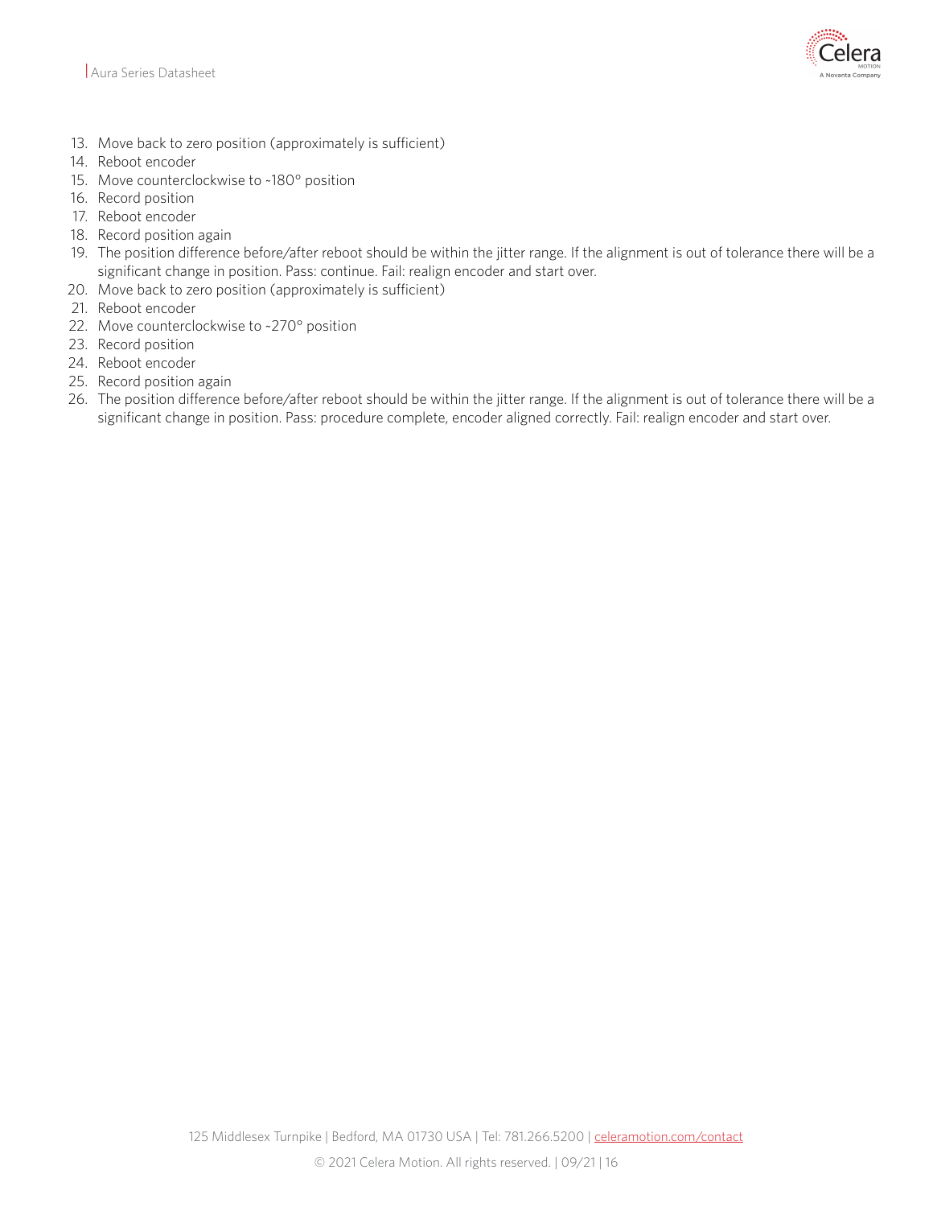13. Move back to zero position (approximately is sufficient)
14. Reboot encoder
15. Move counterclockwise to ~180° position
16. Record position
17. Reboot encoder
18. Record position again
19. The position difference before/after reboot should be within the jitter range. If the alignment is out of tolerance there will be a significant change in position. Pass: continue. Fail: realign encoder and start over.
20. Move back to zero position (approximately is sufficient)
21. Reboot encoder
22. Move counterclockwise to ~270° position
23. Record position
24. Reboot encoder
25. Record position again
26. The position difference before/after reboot should be within the jitter range. If the alignment is out of tolerance there will be a significant change in position. Pass: procedure complete, encoder aligned correctly. Fail: realign encoder and start over.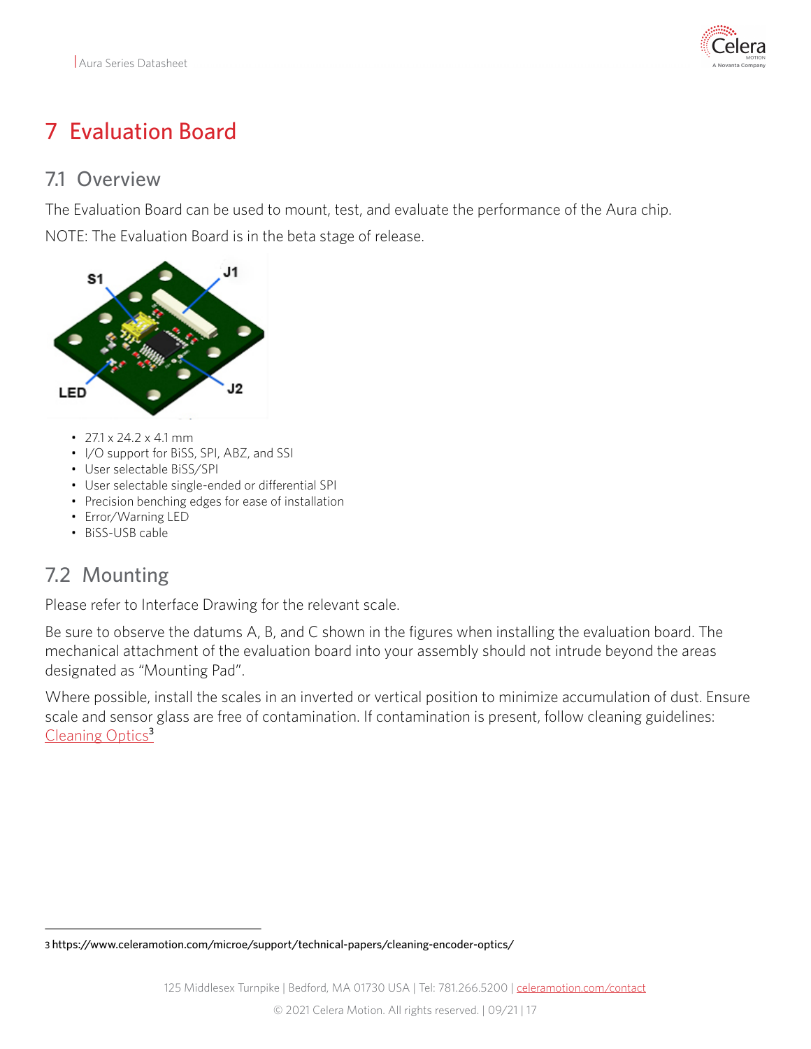# 7 Evaluation Board

## 7.1 Overview

The Evaluation Board can be used to mount, test, and evaluate the performance of the Aura chip.

NOTE: The Evaluation Board is in the beta stage of release.

- 27.1 x 24.2 x 4.1 mm
- I/O support for BiSS, SPI, ABZ, and SSI
- User selectable BiSS/SPI
- User selectable single-ended or differential SPI
- Precision benching edges for ease of installation
- Error/Warning LED
- BiSS-USB cable

## 7.2 Mounting

Please refer to Interface Drawing for the relevant scale.

Be sure to observe the datums A, B, and C shown in the figures when installing the evaluation board. The mechanical attachment of the evaluation board into your assembly should not intrude beyond the areas designated as "Mounting Pad".

Where possible, install the scales in an inverted or vertical position to minimize accumulation of dust. Ensure scale and sensor glass are free of contamination. If contamination is present, follow cleaning guidelines: Cleaning Optics[3]

[3] https://www.celeramotion.com/microe/support/technical-papers/cleaning-encoder-optics/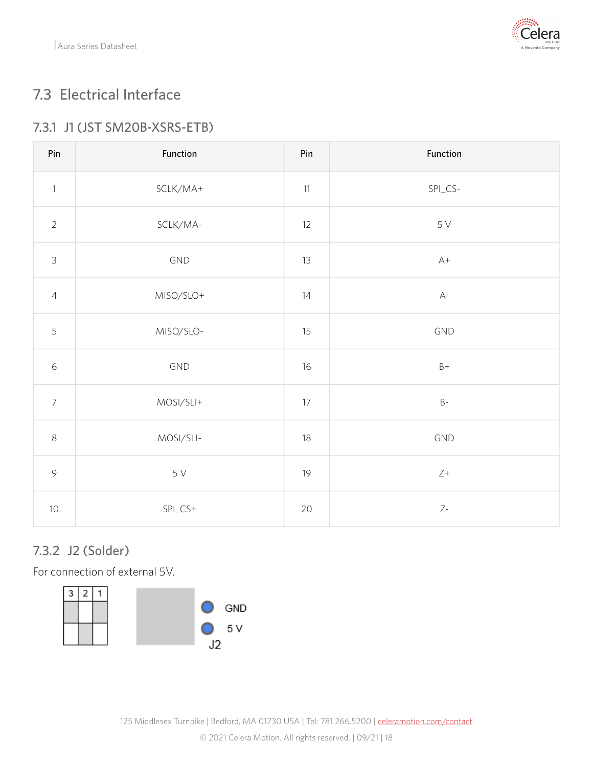## 7.3 Electrical Interface

### 7.3.1 J1 (JST SM20B-XSRS-ETB)

| Pin | Function | Pin | Function |
|---|---|---|---|
| 1 | SCLK/MA+ | 11 | SPI_CS- |
| 2 | SCLK/MA- | 12 | 5 V |
| 3 | GND | 13 | A+ |
| 4 | MISO/SLO+ | 14 | A- |
| 5 | MISO/SLO- | 15 | GND |
| 6 | GND | 16 | B+ |
| 7 | MOSI/SLI+ | 17 | B- |
| 8 | MOSI/SLI- | 18 | GND |
| 9 | 5 V | 19 | Z+ |
| 10 | SPI_CS+ | 20 | Z- |

### 7.3.2 J2 (Solder)

For connection of external 5V.

3 2 1

GND

5 V

J2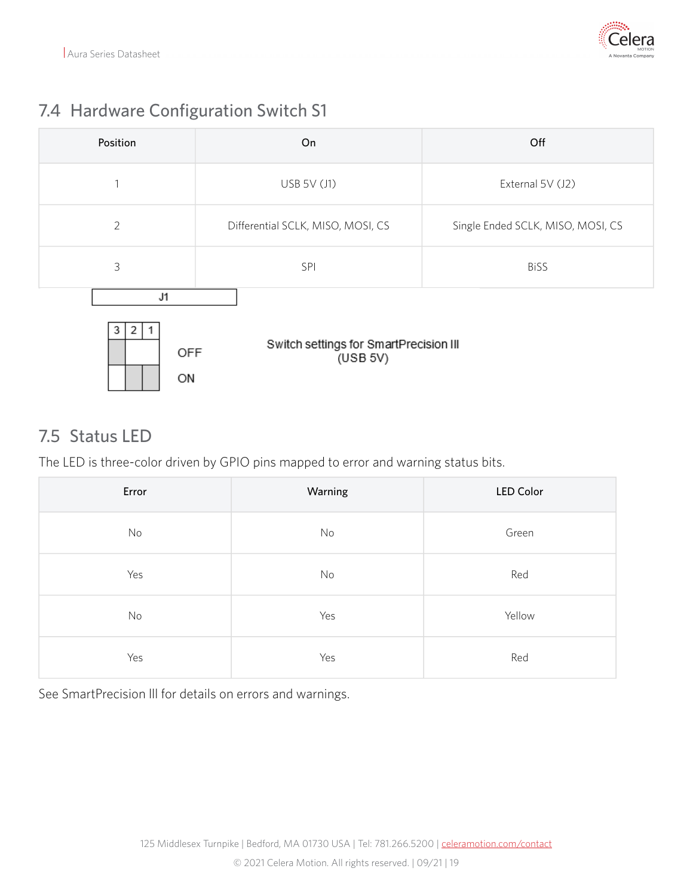## 7.4 Hardware Configuration Switch S1

| Position | On | Off |
|---|---|---|
| 1 | USB 5V (J1) | External 5V (J2) |
| 2 | Differential SCLK, MISO, MOSI, CS | Single Ended SCLK, MISO, MOSI, CS |
| 3 | SPI | BiSS |

J1

| 3 | 2 | 1 | |
|---|---|---|---|
| ■ | | | OFF |
| | ■ | ■ | ON |

Switch settings for SmartPrecision III (USB 5V)

## 7.5 Status LED

The LED is three-color driven by GPIO pins mapped to error and warning status bits.

| Error | Warning | LED Color |
|---|---|---|
| No | No | Green |
| Yes | No | Red |
| No | Yes | Yellow |
| Yes | Yes | Red |

See SmartPrecision III for details on errors and warnings.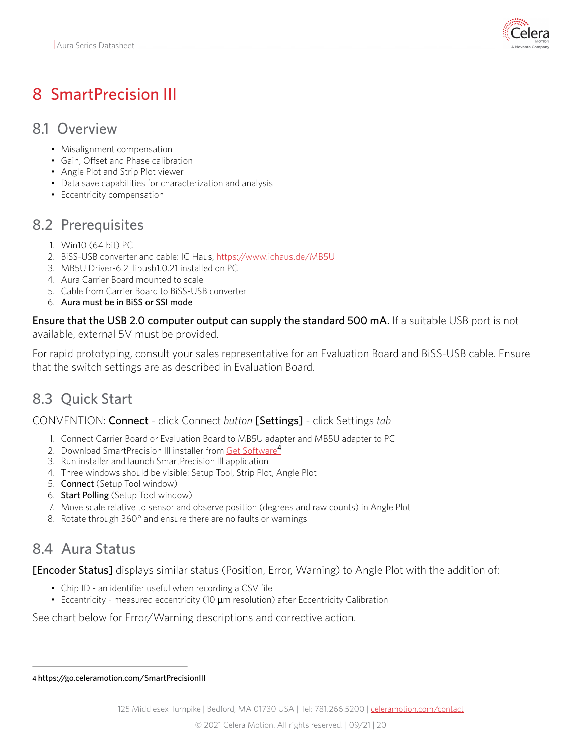# 8 SmartPrecision III

## 8.1 Overview

- Misalignment compensation
- Gain, Offset and Phase calibration
- Angle Plot and Strip Plot viewer
- Data save capabilities for characterization and analysis
- Eccentricity compensation

## 8.2 Prerequisites

1. Win10 (64 bit) PC
2. BiSS-USB converter and cable: IC Haus, https://www.ichaus.de/MB5U
3. MB5U Driver-6.2_libusb1.0.21 installed on PC
4. Aura Carrier Board mounted to scale
5. Cable from Carrier Board to BiSS-USB converter
6. **Aura must be in BiSS or SSI mode**

**Ensure that the USB 2.0 computer output can supply the standard 500 mA.** If a suitable USB port is not available, external 5V must be provided.

For rapid prototyping, consult your sales representative for an Evaluation Board and BiSS-USB cable. Ensure that the switch settings are as described in Evaluation Board.

## 8.3 Quick Start

CONVENTION: **Connect** - click Connect *button* **[Settings]** - click Settings *tab*

1. Connect Carrier Board or Evaluation Board to MB5U adapter and MB5U adapter to PC
2. Download SmartPrecision III installer from Get Software[4]
3. Run installer and launch SmartPrecision III application
4. Three windows should be visible: Setup Tool, Strip Plot, Angle Plot
5. **Connect** (Setup Tool window)
6. **Start Polling** (Setup Tool window)
7. Move scale relative to sensor and observe position (degrees and raw counts) in Angle Plot
8. Rotate through 360° and ensure there are no faults or warnings

## 8.4 Aura Status

**[Encoder Status]** displays similar status (Position, Error, Warning) to Angle Plot with the addition of:

- Chip ID - an identifier useful when recording a CSV file
- Eccentricity - measured eccentricity (10 μm resolution) after Eccentricity Calibration

See chart below for Error/Warning descriptions and corrective action.

---

[4] https://go.celeramotion.com/SmartPrecisionIII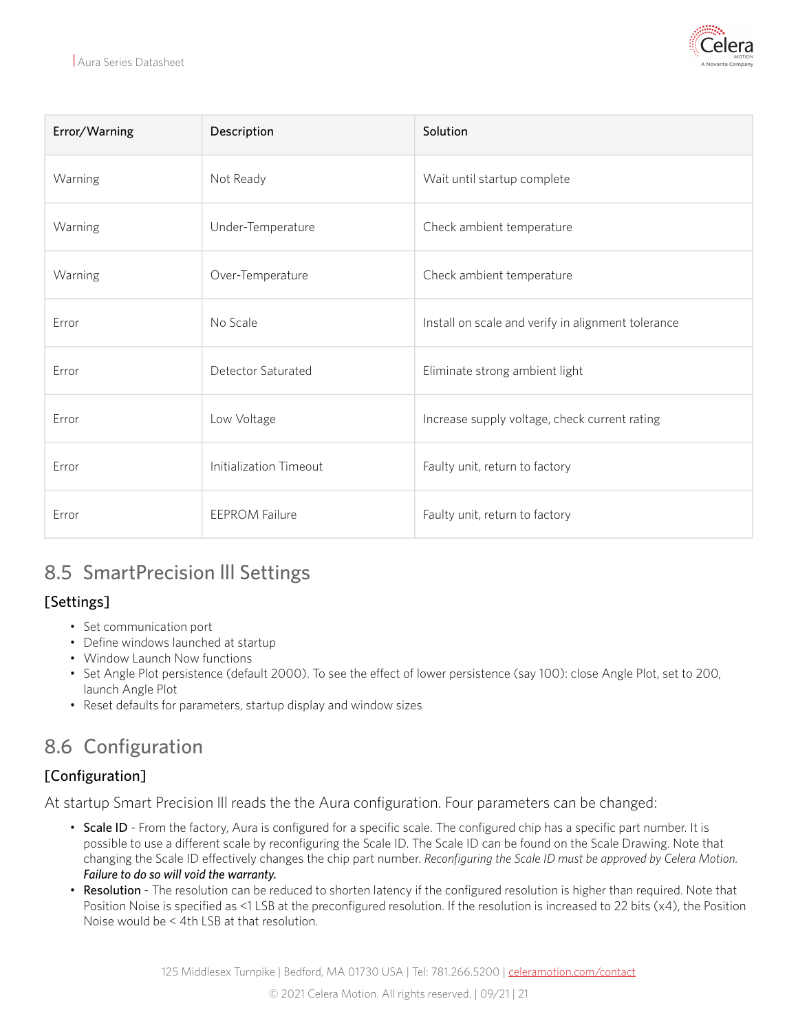| Error/Warning | Description | Solution |
|---|---|---|
| Warning | Not Ready | Wait until startup complete |
| Warning | Under-Temperature | Check ambient temperature |
| Warning | Over-Temperature | Check ambient temperature |
| Error | No Scale | Install on scale and verify in alignment tolerance |
| Error | Detector Saturated | Eliminate strong ambient light |
| Error | Low Voltage | Increase supply voltage, check current rating |
| Error | Initialization Timeout | Faulty unit, return to factory |
| Error | EEPROM Failure | Faulty unit, return to factory |

## 8.5 SmartPrecision III Settings

### [Settings]

- Set communication port
- Define windows launched at startup
- Window Launch Now functions
- Set Angle Plot persistence (default 2000). To see the effect of lower persistence (say 100): close Angle Plot, set to 200, launch Angle Plot
- Reset defaults for parameters, startup display and window sizes

## 8.6 Configuration

### [Configuration]

At startup Smart Precision III reads the the Aura configuration. Four parameters can be changed:

- **Scale ID** - From the factory, Aura is configured for a specific scale. The configured chip has a specific part number. It is possible to use a different scale by reconfiguring the Scale ID. The Scale ID can be found on the Scale Drawing. Note that changing the Scale ID effectively changes the chip part number. *Reconfiguring the Scale ID must be approved by Celera Motion.* ***Failure to do so will void the warranty.***
- **Resolution** - The resolution can be reduced to shorten latency if the configured resolution is higher than required. Note that Position Noise is specified as <1 LSB at the preconfigured resolution. If the resolution is increased to 22 bits (x4), the Position Noise would be < 4th LSB at that resolution.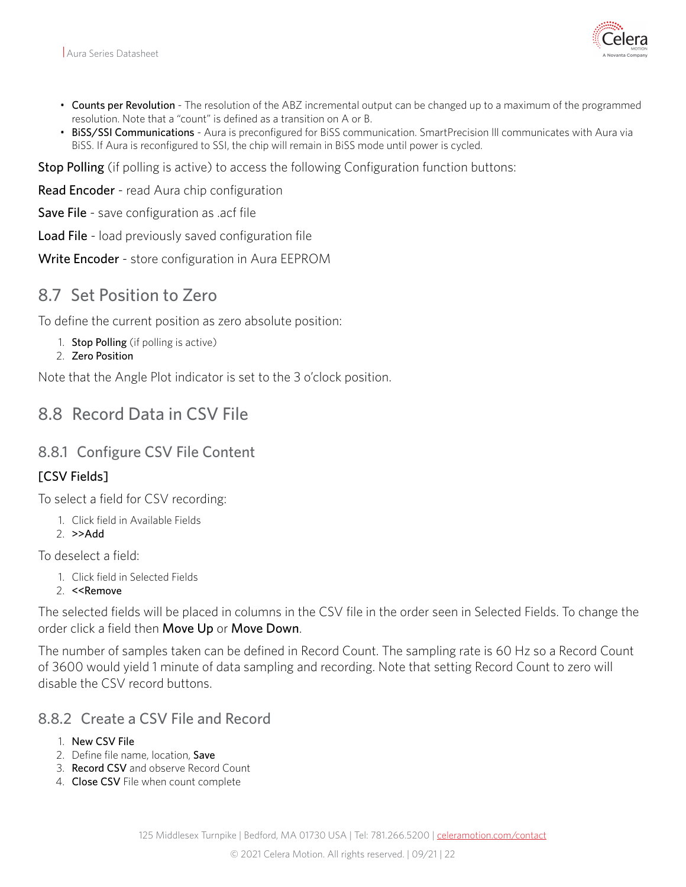- **Counts per Revolution** - The resolution of the ABZ incremental output can be changed up to a maximum of the programmed resolution. Note that a "count" is defined as a transition on A or B.
- **BiSS/SSI Communications** - Aura is preconfigured for BiSS communication. SmartPrecision lll communicates with Aura via BiSS. If Aura is reconfigured to SSI, the chip will remain in BiSS mode until power is cycled.

**Stop Polling** (if polling is active) to access the following Configuration function buttons:

**Read Encoder** - read Aura chip configuration

**Save File** - save configuration as .acf file

**Load File** - load previously saved configuration file

**Write Encoder** - store configuration in Aura EEPROM

## 8.7 Set Position to Zero

To define the current position as zero absolute position:

1. **Stop Polling** (if polling is active)
2. **Zero Position**

Note that the Angle Plot indicator is set to the 3 o'clock position.

## 8.8 Record Data in CSV File

### 8.8.1 Configure CSV File Content

**[CSV Fields]**

To select a field for CSV recording:

1. Click field in Available Fields
2. **>>Add**

To deselect a field:

1. Click field in Selected Fields
2. **<<Remove**

The selected fields will be placed in columns in the CSV file in the order seen in Selected Fields. To change the order click a field then **Move Up** or **Move Down**.

The number of samples taken can be defined in Record Count. The sampling rate is 60 Hz so a Record Count of 3600 would yield 1 minute of data sampling and recording. Note that setting Record Count to zero will disable the CSV record buttons.

### 8.8.2 Create a CSV File and Record

1. **New CSV File**
2. Define file name, location, **Save**
3. **Record CSV** and observe Record Count
4. **Close CSV** File when count complete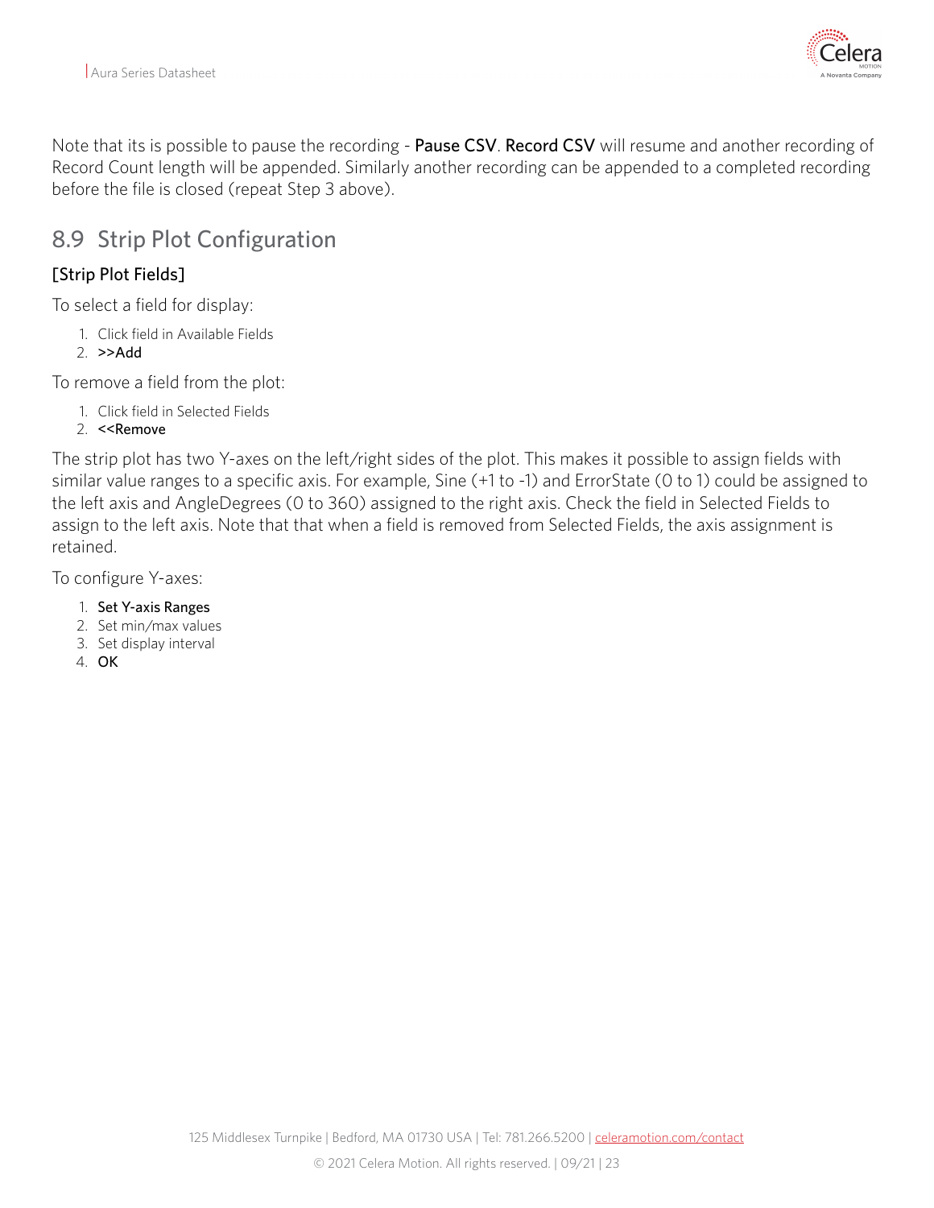Note that its is possible to pause the recording - **Pause CSV**. **Record CSV** will resume and another recording of Record Count length will be appended. Similarly another recording can be appended to a completed recording before the file is closed (repeat Step 3 above).

## 8.9 Strip Plot Configuration

### [Strip Plot Fields]

To select a field for display:

1. Click field in Available Fields
2. **>>Add**

To remove a field from the plot:

1. Click field in Selected Fields
2. **<<Remove**

The strip plot has two Y-axes on the left/right sides of the plot. This makes it possible to assign fields with similar value ranges to a specific axis. For example, Sine (+1 to -1) and ErrorState (0 to 1) could be assigned to the left axis and AngleDegrees (0 to 360) assigned to the right axis. Check the field in Selected Fields to assign to the left axis. Note that that when a field is removed from Selected Fields, the axis assignment is retained.

To configure Y-axes:

1. **Set Y-axis Ranges**
2. Set min/max values
3. Set display interval
4. **OK**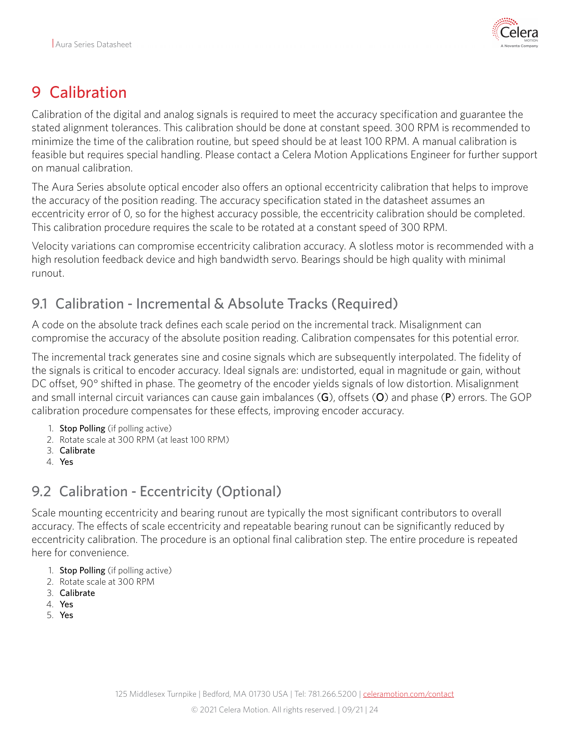# 9 Calibration

Calibration of the digital and analog signals is required to meet the accuracy specification and guarantee the stated alignment tolerances. This calibration should be done at constant speed. 300 RPM is recommended to minimize the time of the calibration routine, but speed should be at least 100 RPM. A manual calibration is feasible but requires special handling. Please contact a Celera Motion Applications Engineer for further support on manual calibration.

The Aura Series absolute optical encoder also offers an optional eccentricity calibration that helps to improve the accuracy of the position reading. The accuracy specification stated in the datasheet assumes an eccentricity error of 0, so for the highest accuracy possible, the eccentricity calibration should be completed. This calibration procedure requires the scale to be rotated at a constant speed of 300 RPM.

Velocity variations can compromise eccentricity calibration accuracy. A slotless motor is recommended with a high resolution feedback device and high bandwidth servo. Bearings should be high quality with minimal runout.

## 9.1 Calibration - Incremental & Absolute Tracks (Required)

A code on the absolute track defines each scale period on the incremental track. Misalignment can compromise the accuracy of the absolute position reading. Calibration compensates for this potential error.

The incremental track generates sine and cosine signals which are subsequently interpolated. The fidelity of the signals is critical to encoder accuracy. Ideal signals are: undistorted, equal in magnitude or gain, without DC offset, 90° shifted in phase. The geometry of the encoder yields signals of low distortion. Misalignment and small internal circuit variances can cause gain imbalances (**G**), offsets (**O**) and phase (**P**) errors. The GOP calibration procedure compensates for these effects, improving encoder accuracy.

1. **Stop Polling** (if polling active)
2. Rotate scale at 300 RPM (at least 100 RPM)
3. **Calibrate**
4. **Yes**

## 9.2 Calibration - Eccentricity (Optional)

Scale mounting eccentricity and bearing runout are typically the most significant contributors to overall accuracy. The effects of scale eccentricity and repeatable bearing runout can be significantly reduced by eccentricity calibration. The procedure is an optional final calibration step. The entire procedure is repeated here for convenience.

1. **Stop Polling** (if polling active)
2. Rotate scale at 300 RPM
3. **Calibrate**
4. **Yes**
5. **Yes**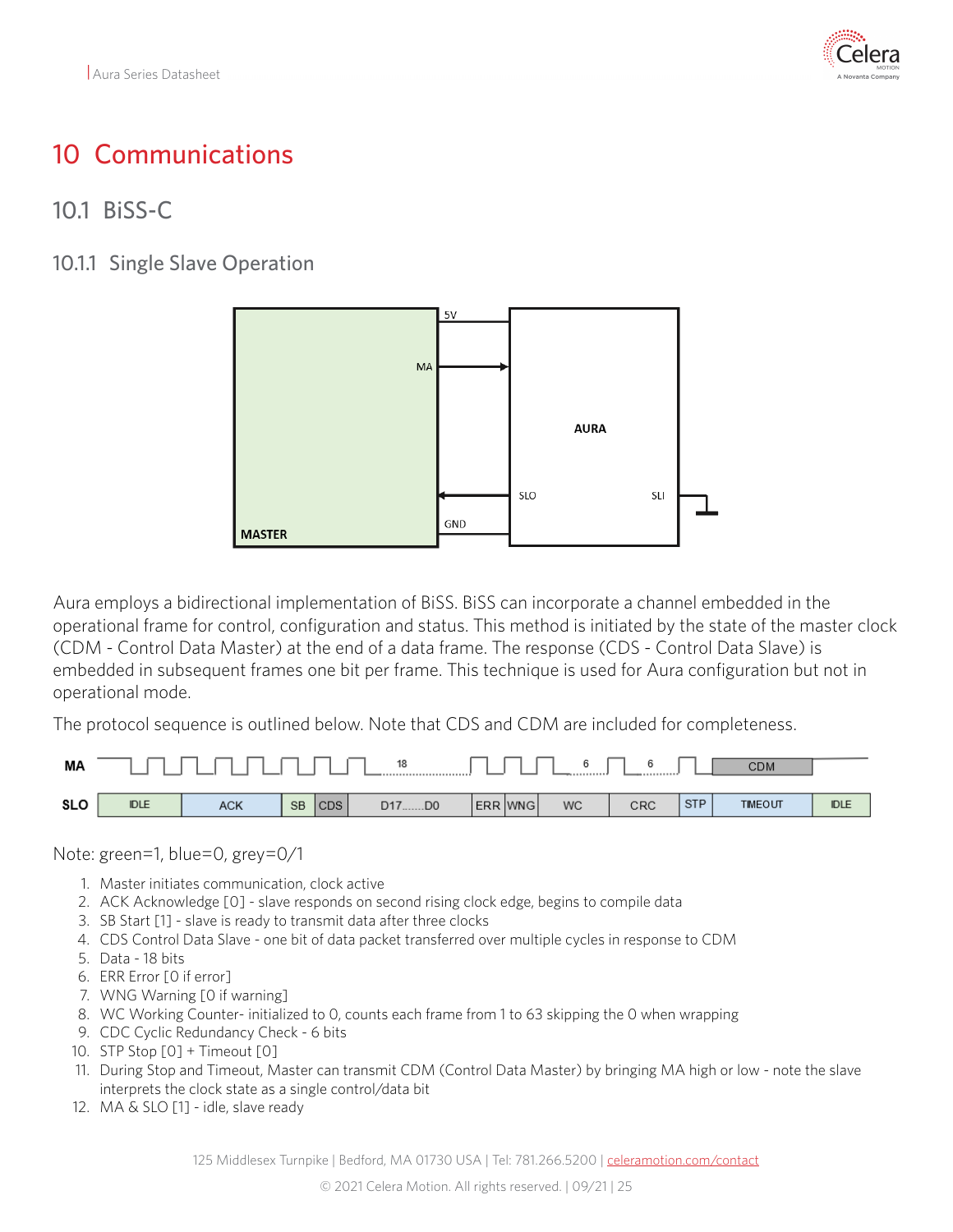# 10 Communications

## 10.1 BiSS-C

### 10.1.1 Single Slave Operation

Aura employs a bidirectional implementation of BiSS. BiSS can incorporate a channel embedded in the operational frame for control, configuration and status. This method is initiated by the state of the master clock (CDM - Control Data Master) at the end of a data frame. The response (CDS - Control Data Slave) is embedded in subsequent frames one bit per frame. This technique is used for Aura configuration but not in operational mode.

The protocol sequence is outlined below. Note that CDS and CDM are included for completeness.

Note: green=1, blue=0, grey=0/1

1. Master initiates communication, clock active
2. ACK Acknowledge [0] - slave responds on second rising clock edge, begins to compile data
3. SB Start [1] - slave is ready to transmit data after three clocks
4. CDS Control Data Slave - one bit of data packet transferred over multiple cycles in response to CDM
5. Data - 18 bits
6. ERR Error [0 if error]
7. WNG Warning [0 if warning]
8. WC Working Counter- initialized to 0, counts each frame from 1 to 63 skipping the 0 when wrapping
9. CDC Cyclic Redundancy Check - 6 bits
10. STP Stop [0] + Timeout [0]
11. During Stop and Timeout, Master can transmit CDM (Control Data Master) by bringing MA high or low - note the slave interprets the clock state as a single control/data bit
12. MA & SLO [1] - idle, slave ready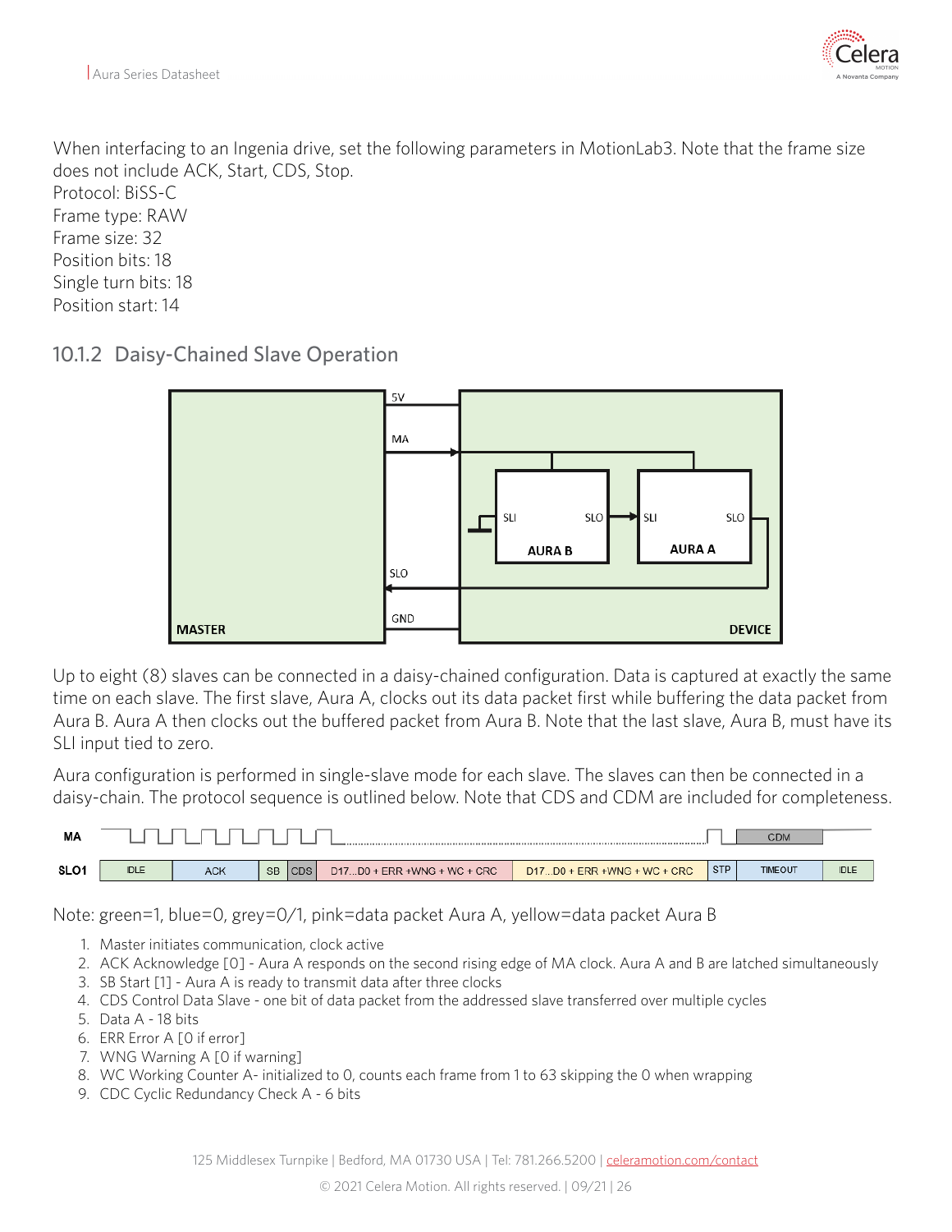When interfacing to an Ingenia drive, set the following parameters in MotionLab3. Note that the frame size does not include ACK, Start, CDS, Stop.
Protocol: BiSS-C
Frame type: RAW
Frame size: 32
Position bits: 18
Single turn bits: 18
Position start: 14

### 10.1.2 Daisy-Chained Slave Operation

Up to eight (8) slaves can be connected in a daisy-chained configuration. Data is captured at exactly the same time on each slave. The first slave, Aura A, clocks out its data packet first while buffering the data packet from Aura B. Aura A then clocks out the buffered packet from Aura B. Note that the last slave, Aura B, must have its SLI input tied to zero.

Aura configuration is performed in single-slave mode for each slave. The slaves can then be connected in a daisy-chain. The protocol sequence is outlined below. Note that CDS and CDM are included for completeness.

Note: green=1, blue=0, grey=0/1, pink=data packet Aura A, yellow=data packet Aura B

1. Master initiates communication, clock active
2. ACK Acknowledge [0] - Aura A responds on the second rising edge of MA clock. Aura A and B are latched simultaneously
3. SB Start [1] - Aura A is ready to transmit data after three clocks
4. CDS Control Data Slave - one bit of data packet from the addressed slave transferred over multiple cycles
5. Data A - 18 bits
6. ERR Error A [0 if error]
7. WNG Warning A [0 if warning]
8. WC Working Counter A- initialized to 0, counts each frame from 1 to 63 skipping the 0 when wrapping
9. CDC Cyclic Redundancy Check A - 6 bits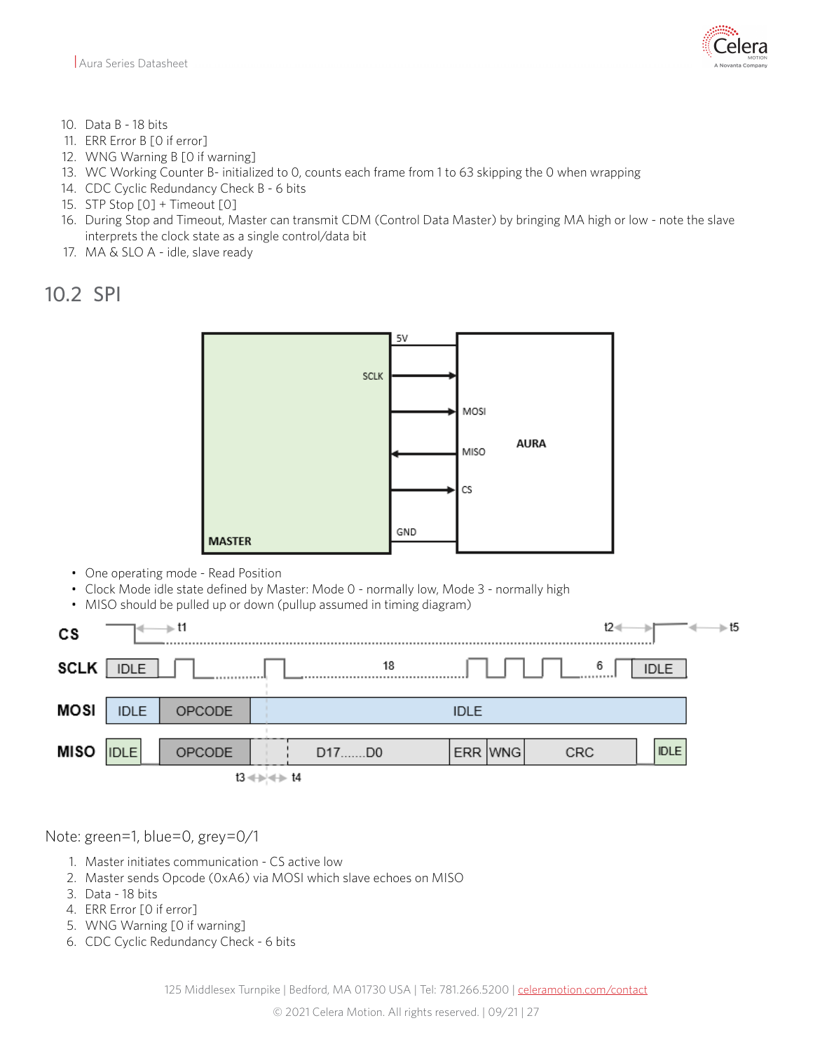10. Data B - 18 bits
11. ERR Error B [0 if error]
12. WNG Warning B [0 if warning]
13. WC Working Counter B- initialized to 0, counts each frame from 1 to 63 skipping the 0 when wrapping
14. CDC Cyclic Redundancy Check B - 6 bits
15. STP Stop [0] + Timeout [0]
16. During Stop and Timeout, Master can transmit CDM (Control Data Master) by bringing MA high or low - note the slave interprets the clock state as a single control/data bit
17. MA & SLO A - idle, slave ready

## 10.2 SPI

- One operating mode - Read Position
- Clock Mode idle state defined by Master: Mode 0 - normally low, Mode 3 - normally high
- MISO should be pulled up or down (pullup assumed in timing diagram)

Note: green=1, blue=0, grey=0/1

1. Master initiates communication - CS active low
2. Master sends Opcode (0xA6) via MOSI which slave echoes on MISO
3. Data - 18 bits
4. ERR Error [0 if error]
5. WNG Warning [0 if warning]
6. CDC Cyclic Redundancy Check - 6 bits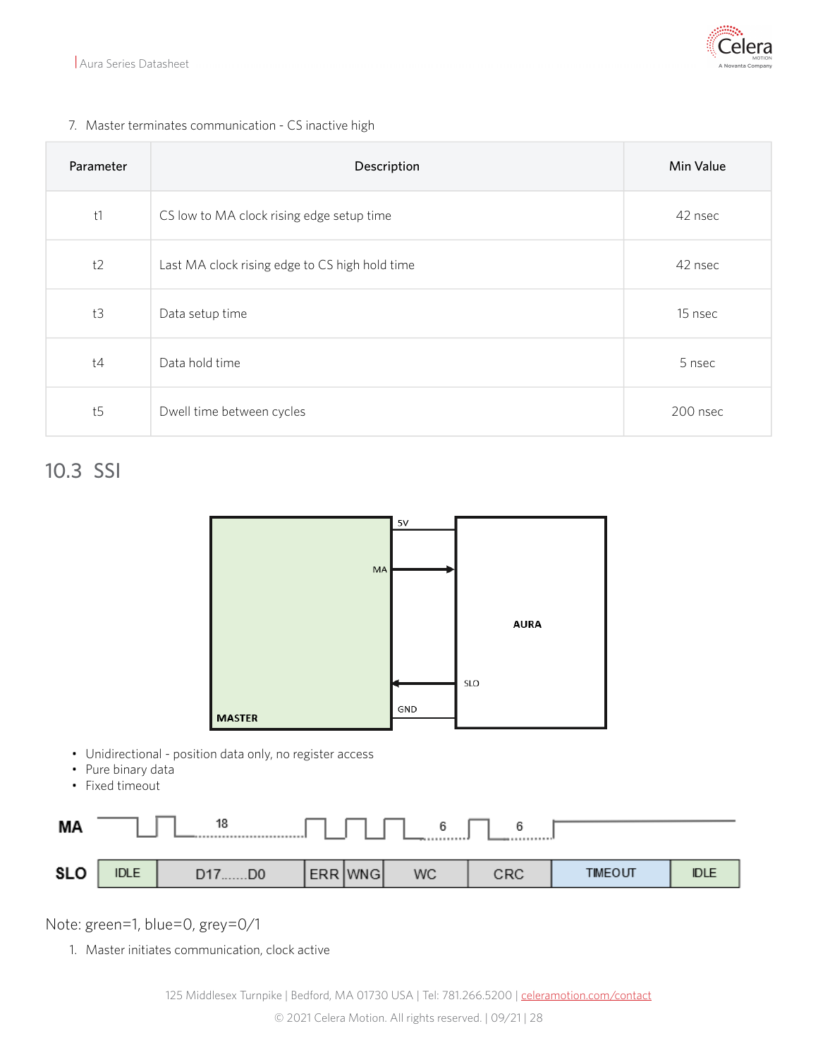7. Master terminates communication - CS inactive high

| Parameter | Description | Min Value |
|---|---|---|
| t1 | CS low to MA clock rising edge setup time | 42 nsec |
| t2 | Last MA clock rising edge to CS high hold time | 42 nsec |
| t3 | Data setup time | 15 nsec |
| t4 | Data hold time | 5 nsec |
| t5 | Dwell time between cycles | 200 nsec |

## 10.3 SSI

- Unidirectional - position data only, no register access
- Pure binary data
- Fixed timeout

Note: green=1, blue=0, grey=0/1

1. Master initiates communication, clock active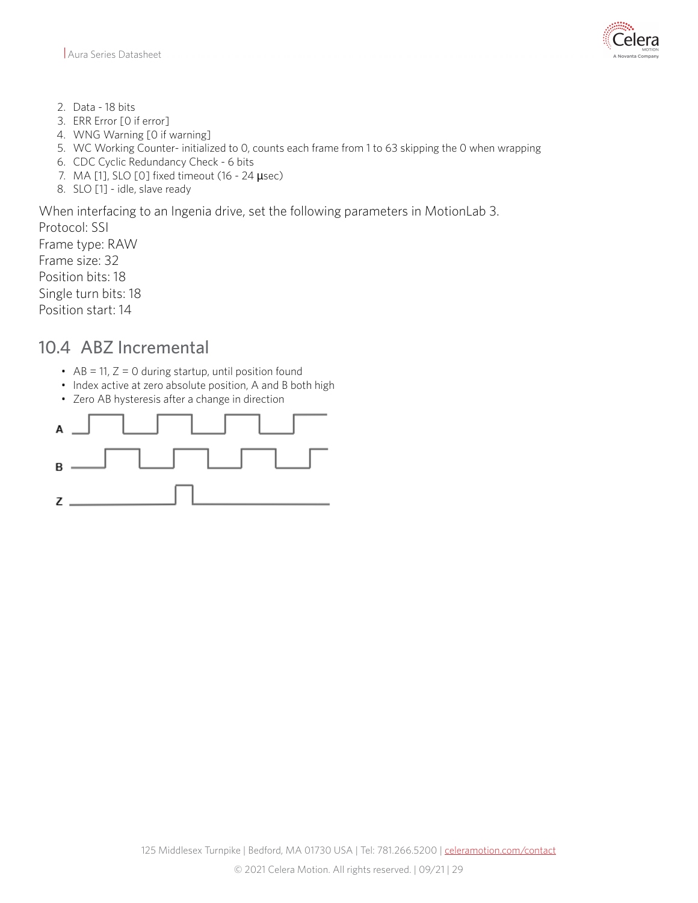2. Data - 18 bits
3. ERR Error [0 if error]
4. WNG Warning [0 if warning]
5. WC Working Counter- initialized to 0, counts each frame from 1 to 63 skipping the 0 when wrapping
6. CDC Cyclic Redundancy Check - 6 bits
7. MA [1], SLO [0] fixed timeout (16 - 24 μsec)
8. SLO [1] - idle, slave ready

When interfacing to an Ingenia drive, set the following parameters in MotionLab 3.
Protocol: SSI
Frame type: RAW
Frame size: 32
Position bits: 18
Single turn bits: 18
Position start: 14

## 10.4 ABZ Incremental

- AB = 11, Z = 0 during startup, until position found
- Index active at zero absolute position, A and B both high
- Zero AB hysteresis after a change in direction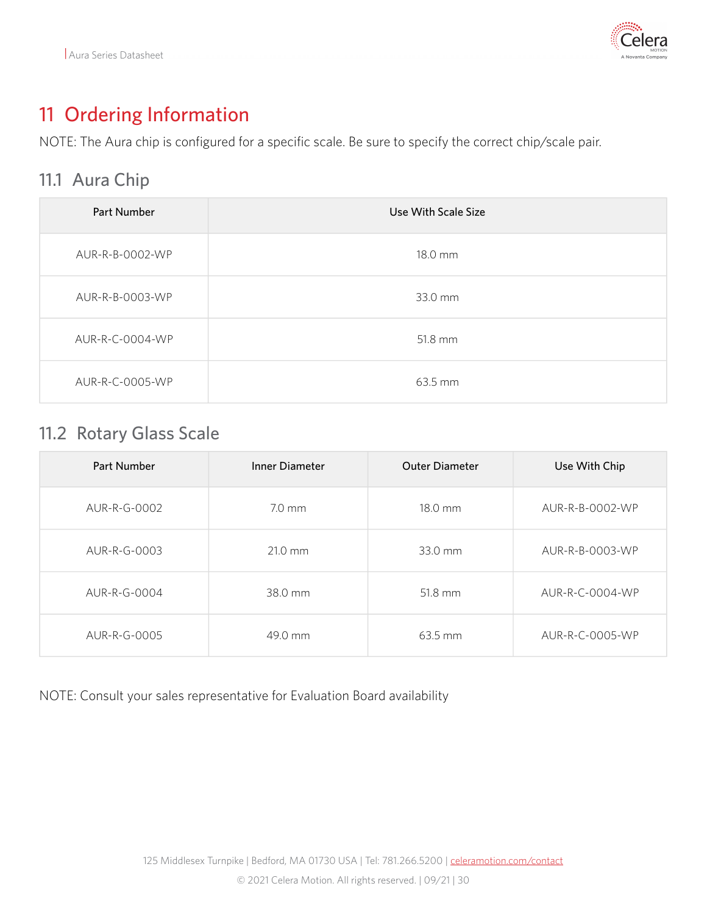# 11 Ordering Information

NOTE: The Aura chip is configured for a specific scale. Be sure to specify the correct chip/scale pair.

## 11.1 Aura Chip

| Part Number | Use With Scale Size |
|---|---|
| AUR-R-B-0002-WP | 18.0 mm |
| AUR-R-B-0003-WP | 33.0 mm |
| AUR-R-C-0004-WP | 51.8 mm |
| AUR-R-C-0005-WP | 63.5 mm |

## 11.2 Rotary Glass Scale

| Part Number | Inner Diameter | Outer Diameter | Use With Chip |
|---|---|---|---|
| AUR-R-G-0002 | 7.0 mm | 18.0 mm | AUR-R-B-0002-WP |
| AUR-R-G-0003 | 21.0 mm | 33.0 mm | AUR-R-B-0003-WP |
| AUR-R-G-0004 | 38.0 mm | 51.8 mm | AUR-R-C-0004-WP |
| AUR-R-G-0005 | 49.0 mm | 63.5 mm | AUR-R-C-0005-WP |

NOTE: Consult your sales representative for Evaluation Board availability